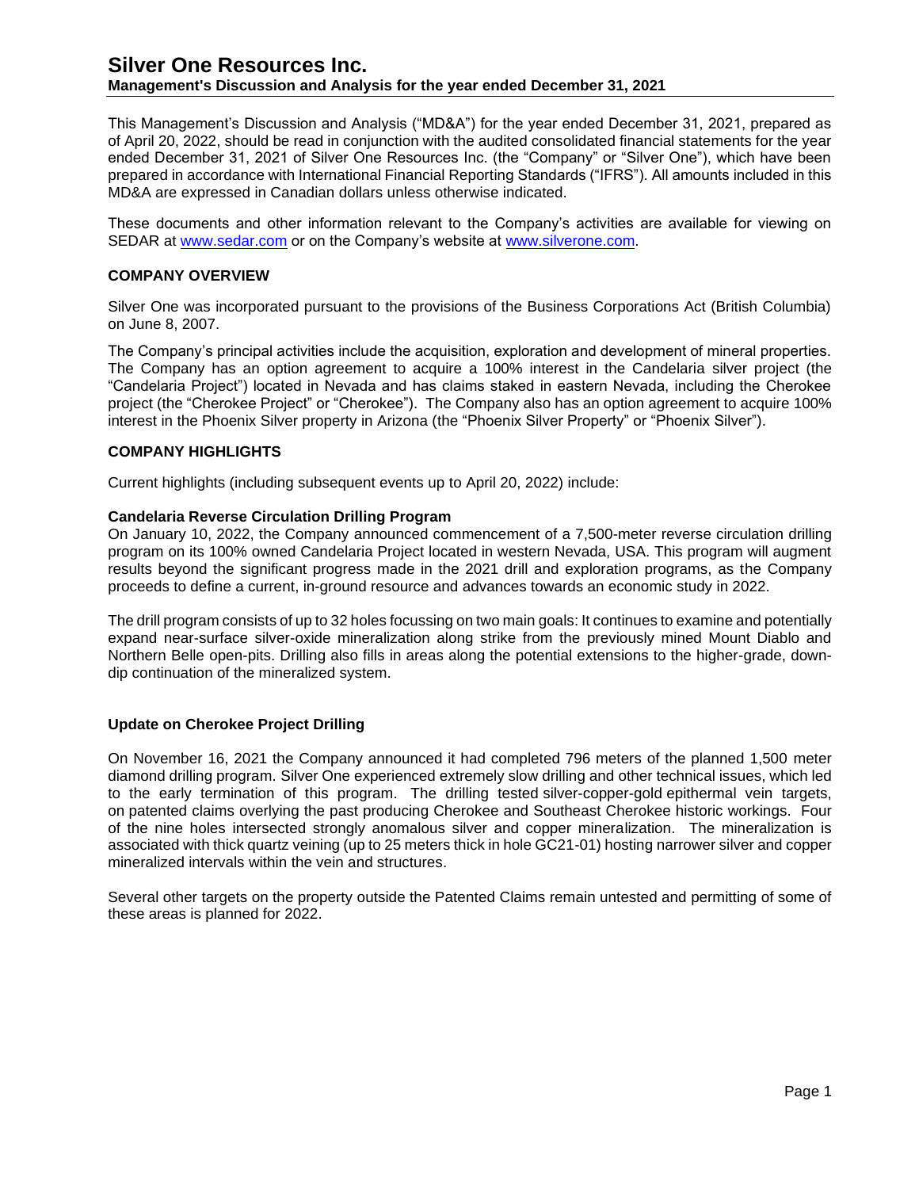# Silver One Resources Inc.

**Management's Discussion and Analysis for the year ended December 31, 2021**

This Management's Discussion and Analysis ("MD&A") for the year ended December 31, 2021, prepared as of April 20, 2022, should be read in conjunction with the audited consolidated financial statements for the year ended December 31, 2021 of Silver One Resources Inc. (the "Company" or "Silver One"), which have been prepared in accordance with International Financial Reporting Standards ("IFRS"). All amounts included in this MD&A are expressed in Canadian dollars unless otherwise indicated.

These documents and other information relevant to the Company's activities are available for viewing on SEDAR at www.sedar.com or on the Company's website at www.silverone.com.

## COMPANY OVERVIEW

Silver One was incorporated pursuant to the provisions of the Business Corporations Act (British Columbia) on June 8, 2007.

The Company's principal activities include the acquisition, exploration and development of mineral properties. The Company has an option agreement to acquire a 100% interest in the Candelaria silver project (the "Candelaria Project") located in Nevada and has claims staked in eastern Nevada, including the Cherokee project (the "Cherokee Project" or "Cherokee"). The Company also has an option agreement to acquire 100% interest in the Phoenix Silver property in Arizona (the "Phoenix Silver Property" or "Phoenix Silver").

## COMPANY HIGHLIGHTS

Current highlights (including subsequent events up to April 20, 2022) include:

### Candelaria Reverse Circulation Drilling Program

On January 10, 2022, the Company announced commencement of a 7,500-meter reverse circulation drilling program on its 100% owned Candelaria Project located in western Nevada, USA. This program will augment results beyond the significant progress made in the 2021 drill and exploration programs, as the Company proceeds to define a current, in-ground resource and advances towards an economic study in 2022.

The drill program consists of up to 32 holes focussing on two main goals: It continues to examine and potentially expand near-surface silver-oxide mineralization along strike from the previously mined Mount Diablo and Northern Belle open-pits. Drilling also fills in areas along the potential extensions to the higher-grade, down-dip continuation of the mineralized system.

### Update on Cherokee Project Drilling

On November 16, 2021 the Company announced it had completed 796 meters of the planned 1,500 meter diamond drilling program. Silver One experienced extremely slow drilling and other technical issues, which led to the early termination of this program. The drilling tested silver-copper-gold epithermal vein targets, on patented claims overlying the past producing Cherokee and Southeast Cherokee historic workings. Four of the nine holes intersected strongly anomalous silver and copper mineralization. The mineralization is associated with thick quartz veining (up to 25 meters thick in hole GC21-01) hosting narrower silver and copper mineralized intervals within the vein and structures.

Several other targets on the property outside the Patented Claims remain untested and permitting of some of these areas is planned for 2022.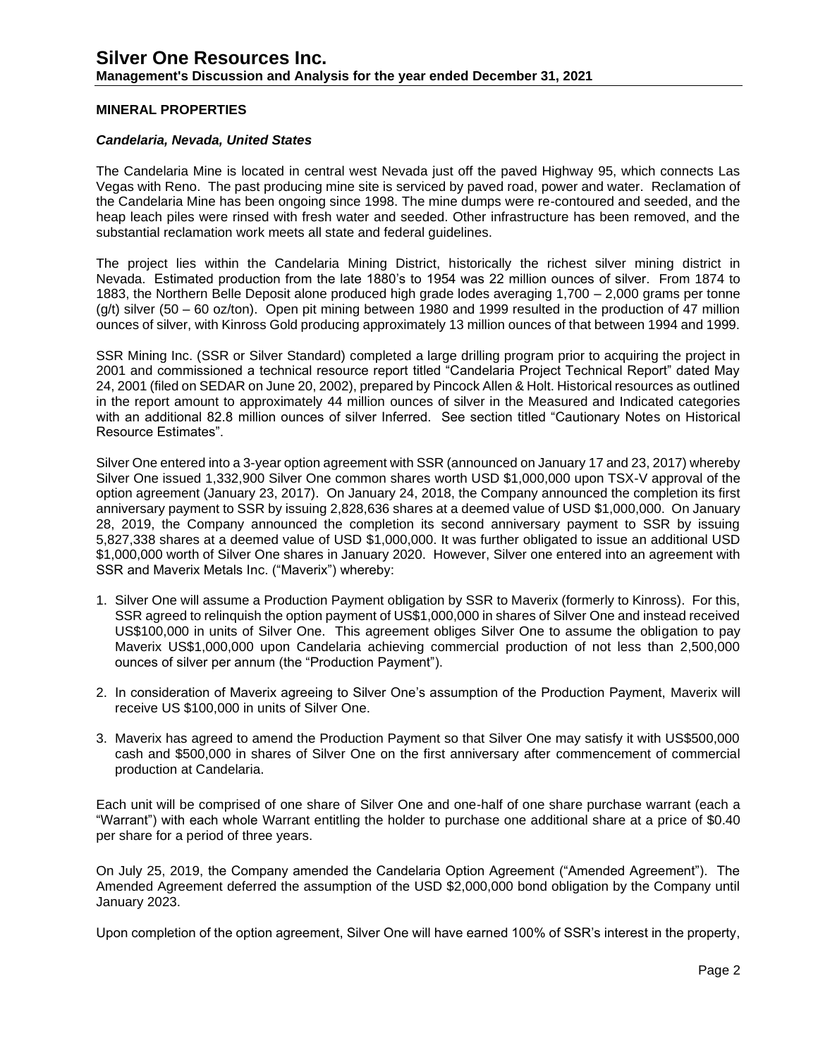## MINERAL PROPERTIES

### *Candelaria, Nevada, United States*

The Candelaria Mine is located in central west Nevada just off the paved Highway 95, which connects Las Vegas with Reno. The past producing mine site is serviced by paved road, power and water. Reclamation of the Candelaria Mine has been ongoing since 1998. The mine dumps were re-contoured and seeded, and the heap leach piles were rinsed with fresh water and seeded. Other infrastructure has been removed, and the substantial reclamation work meets all state and federal guidelines.

The project lies within the Candelaria Mining District, historically the richest silver mining district in Nevada. Estimated production from the late 1880's to 1954 was 22 million ounces of silver. From 1874 to 1883, the Northern Belle Deposit alone produced high grade lodes averaging 1,700 – 2,000 grams per tonne (g/t) silver (50 – 60 oz/ton). Open pit mining between 1980 and 1999 resulted in the production of 47 million ounces of silver, with Kinross Gold producing approximately 13 million ounces of that between 1994 and 1999.

SSR Mining Inc. (SSR or Silver Standard) completed a large drilling program prior to acquiring the project in 2001 and commissioned a technical resource report titled "Candelaria Project Technical Report" dated May 24, 2001 (filed on SEDAR on June 20, 2002), prepared by Pincock Allen & Holt. Historical resources as outlined in the report amount to approximately 44 million ounces of silver in the Measured and Indicated categories with an additional 82.8 million ounces of silver Inferred. See section titled "Cautionary Notes on Historical Resource Estimates".

Silver One entered into a 3-year option agreement with SSR (announced on January 17 and 23, 2017) whereby Silver One issued 1,332,900 Silver One common shares worth USD $1,000,000 upon TSX-V approval of the option agreement (January 23, 2017). On January 24, 2018, the Company announced the completion its first anniversary payment to SSR by issuing 2,828,636 shares at a deemed value of USD $1,000,000. On January 28, 2019, the Company announced the completion its second anniversary payment to SSR by issuing 5,827,338 shares at a deemed value of USD $1,000,000. It was further obligated to issue an additional USD $1,000,000 worth of Silver One shares in January 2020. However, Silver one entered into an agreement with SSR and Maverix Metals Inc. ("Maverix") whereby:

1. Silver One will assume a Production Payment obligation by SSR to Maverix (formerly to Kinross). For this, SSR agreed to relinquish the option payment of US$1,000,000 in shares of Silver One and instead received US$100,000 in units of Silver One. This agreement obliges Silver One to assume the obligation to pay Maverix US$1,000,000 upon Candelaria achieving commercial production of not less than 2,500,000 ounces of silver per annum (the "Production Payment").
2. In consideration of Maverix agreeing to Silver One's assumption of the Production Payment, Maverix will receive US $100,000 in units of Silver One.
3. Maverix has agreed to amend the Production Payment so that Silver One may satisfy it with US$500,000 cash and $500,000 in shares of Silver One on the first anniversary after commencement of commercial production at Candelaria.

Each unit will be comprised of one share of Silver One and one-half of one share purchase warrant (each a "Warrant") with each whole Warrant entitling the holder to purchase one additional share at a price of $0.40 per share for a period of three years.

On July 25, 2019, the Company amended the Candelaria Option Agreement ("Amended Agreement"). The Amended Agreement deferred the assumption of the USD $2,000,000 bond obligation by the Company until January 2023.

Upon completion of the option agreement, Silver One will have earned 100% of SSR's interest in the property,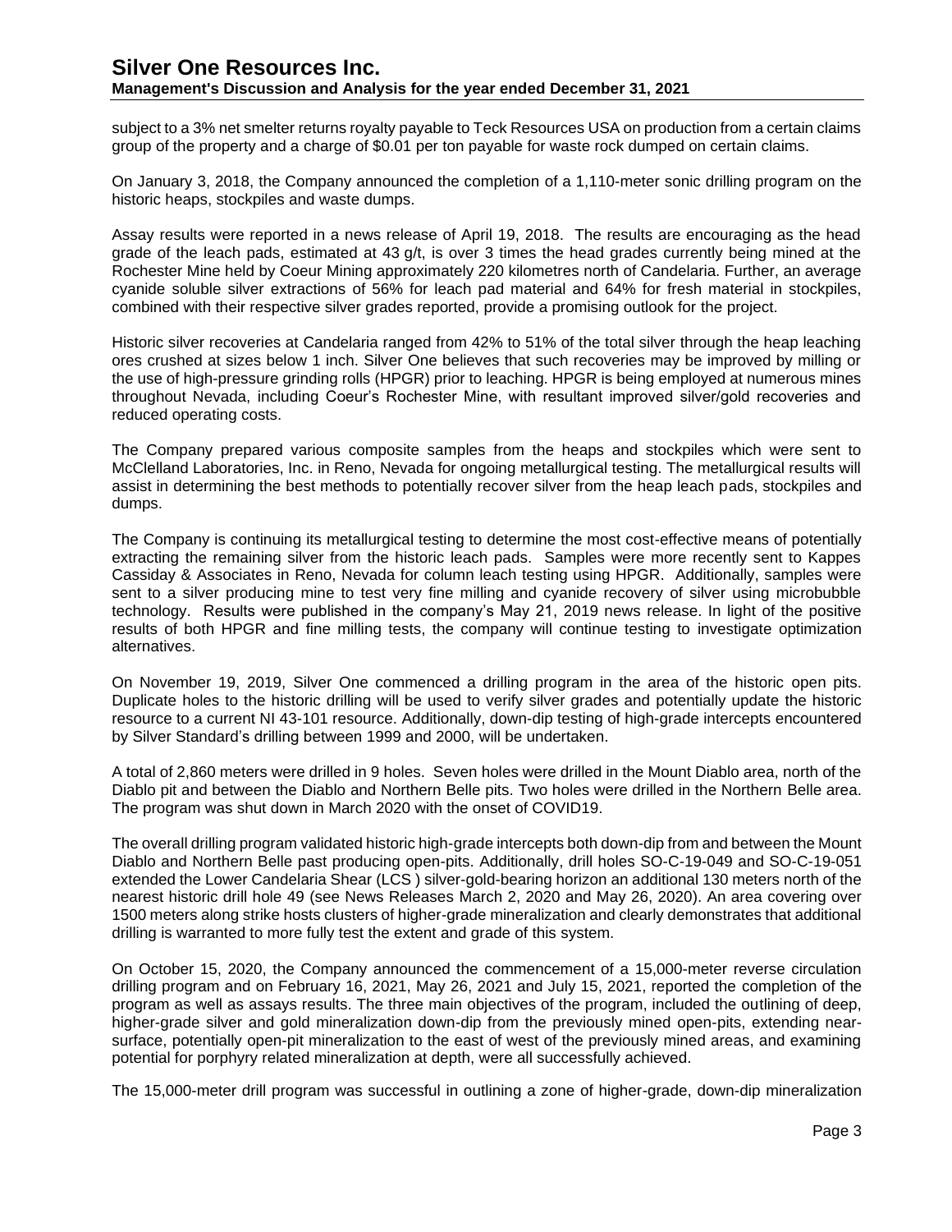subject to a 3% net smelter returns royalty payable to Teck Resources USA on production from a certain claims group of the property and a charge of $0.01 per ton payable for waste rock dumped on certain claims.

On January 3, 2018, the Company announced the completion of a 1,110-meter sonic drilling program on the historic heaps, stockpiles and waste dumps.

Assay results were reported in a news release of April 19, 2018. The results are encouraging as the head grade of the leach pads, estimated at 43 g/t, is over 3 times the head grades currently being mined at the Rochester Mine held by Coeur Mining approximately 220 kilometres north of Candelaria. Further, an average cyanide soluble silver extractions of 56% for leach pad material and 64% for fresh material in stockpiles, combined with their respective silver grades reported, provide a promising outlook for the project.

Historic silver recoveries at Candelaria ranged from 42% to 51% of the total silver through the heap leaching ores crushed at sizes below 1 inch. Silver One believes that such recoveries may be improved by milling or the use of high-pressure grinding rolls (HPGR) prior to leaching. HPGR is being employed at numerous mines throughout Nevada, including Coeur's Rochester Mine, with resultant improved silver/gold recoveries and reduced operating costs.

The Company prepared various composite samples from the heaps and stockpiles which were sent to McClelland Laboratories, Inc. in Reno, Nevada for ongoing metallurgical testing. The metallurgical results will assist in determining the best methods to potentially recover silver from the heap leach pads, stockpiles and dumps.

The Company is continuing its metallurgical testing to determine the most cost-effective means of potentially extracting the remaining silver from the historic leach pads. Samples were more recently sent to Kappes Cassiday & Associates in Reno, Nevada for column leach testing using HPGR. Additionally, samples were sent to a silver producing mine to test very fine milling and cyanide recovery of silver using microbubble technology. Results were published in the company's May 21, 2019 news release. In light of the positive results of both HPGR and fine milling tests, the company will continue testing to investigate optimization alternatives.

On November 19, 2019, Silver One commenced a drilling program in the area of the historic open pits. Duplicate holes to the historic drilling will be used to verify silver grades and potentially update the historic resource to a current NI 43-101 resource. Additionally, down-dip testing of high-grade intercepts encountered by Silver Standard's drilling between 1999 and 2000, will be undertaken.

A total of 2,860 meters were drilled in 9 holes. Seven holes were drilled in the Mount Diablo area, north of the Diablo pit and between the Diablo and Northern Belle pits. Two holes were drilled in the Northern Belle area. The program was shut down in March 2020 with the onset of COVID19.

The overall drilling program validated historic high-grade intercepts both down-dip from and between the Mount Diablo and Northern Belle past producing open-pits. Additionally, drill holes SO-C-19-049 and SO-C-19-051 extended the Lower Candelaria Shear (LCS ) silver-gold-bearing horizon an additional 130 meters north of the nearest historic drill hole 49 (see News Releases March 2, 2020 and May 26, 2020). An area covering over 1500 meters along strike hosts clusters of higher-grade mineralization and clearly demonstrates that additional drilling is warranted to more fully test the extent and grade of this system.

On October 15, 2020, the Company announced the commencement of a 15,000-meter reverse circulation drilling program and on February 16, 2021, May 26, 2021 and July 15, 2021, reported the completion of the program as well as assays results. The three main objectives of the program, included the outlining of deep, higher-grade silver and gold mineralization down-dip from the previously mined open-pits, extending near-surface, potentially open-pit mineralization to the east of west of the previously mined areas, and examining potential for porphyry related mineralization at depth, were all successfully achieved.

The 15,000-meter drill program was successful in outlining a zone of higher-grade, down-dip mineralization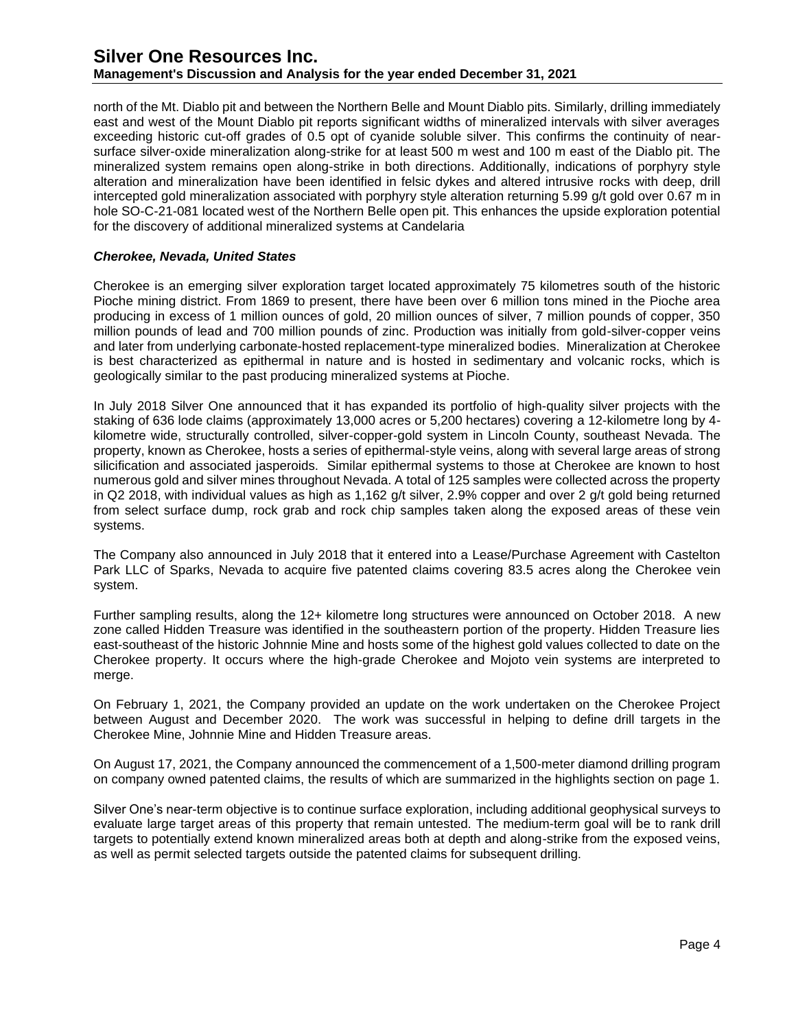north of the Mt. Diablo pit and between the Northern Belle and Mount Diablo pits. Similarly, drilling immediately east and west of the Mount Diablo pit reports significant widths of mineralized intervals with silver averages exceeding historic cut-off grades of 0.5 opt of cyanide soluble silver. This confirms the continuity of near-surface silver-oxide mineralization along-strike for at least 500 m west and 100 m east of the Diablo pit. The mineralized system remains open along-strike in both directions. Additionally, indications of porphyry style alteration and mineralization have been identified in felsic dykes and altered intrusive rocks with deep, drill intercepted gold mineralization associated with porphyry style alteration returning 5.99 g/t gold over 0.67 m in hole SO-C-21-081 located west of the Northern Belle open pit. This enhances the upside exploration potential for the discovery of additional mineralized systems at Candelaria

***Cherokee, Nevada, United States***

Cherokee is an emerging silver exploration target located approximately 75 kilometres south of the historic Pioche mining district. From 1869 to present, there have been over 6 million tons mined in the Pioche area producing in excess of 1 million ounces of gold, 20 million ounces of silver, 7 million pounds of copper, 350 million pounds of lead and 700 million pounds of zinc. Production was initially from gold-silver-copper veins and later from underlying carbonate-hosted replacement-type mineralized bodies. Mineralization at Cherokee is best characterized as epithermal in nature and is hosted in sedimentary and volcanic rocks, which is geologically similar to the past producing mineralized systems at Pioche.

In July 2018 Silver One announced that it has expanded its portfolio of high-quality silver projects with the staking of 636 lode claims (approximately 13,000 acres or 5,200 hectares) covering a 12-kilometre long by 4-kilometre wide, structurally controlled, silver-copper-gold system in Lincoln County, southeast Nevada. The property, known as Cherokee, hosts a series of epithermal-style veins, along with several large areas of strong silicification and associated jasperoids. Similar epithermal systems to those at Cherokee are known to host numerous gold and silver mines throughout Nevada. A total of 125 samples were collected across the property in Q2 2018, with individual values as high as 1,162 g/t silver, 2.9% copper and over 2 g/t gold being returned from select surface dump, rock grab and rock chip samples taken along the exposed areas of these vein systems.

The Company also announced in July 2018 that it entered into a Lease/Purchase Agreement with Castelton Park LLC of Sparks, Nevada to acquire five patented claims covering 83.5 acres along the Cherokee vein system.

Further sampling results, along the 12+ kilometre long structures were announced on October 2018. A new zone called Hidden Treasure was identified in the southeastern portion of the property. Hidden Treasure lies east-southeast of the historic Johnnie Mine and hosts some of the highest gold values collected to date on the Cherokee property. It occurs where the high-grade Cherokee and Mojoto vein systems are interpreted to merge.

On February 1, 2021, the Company provided an update on the work undertaken on the Cherokee Project between August and December 2020. The work was successful in helping to define drill targets in the Cherokee Mine, Johnnie Mine and Hidden Treasure areas.

On August 17, 2021, the Company announced the commencement of a 1,500-meter diamond drilling program on company owned patented claims, the results of which are summarized in the highlights section on page 1.

Silver One's near-term objective is to continue surface exploration, including additional geophysical surveys to evaluate large target areas of this property that remain untested. The medium-term goal will be to rank drill targets to potentially extend known mineralized areas both at depth and along-strike from the exposed veins, as well as permit selected targets outside the patented claims for subsequent drilling.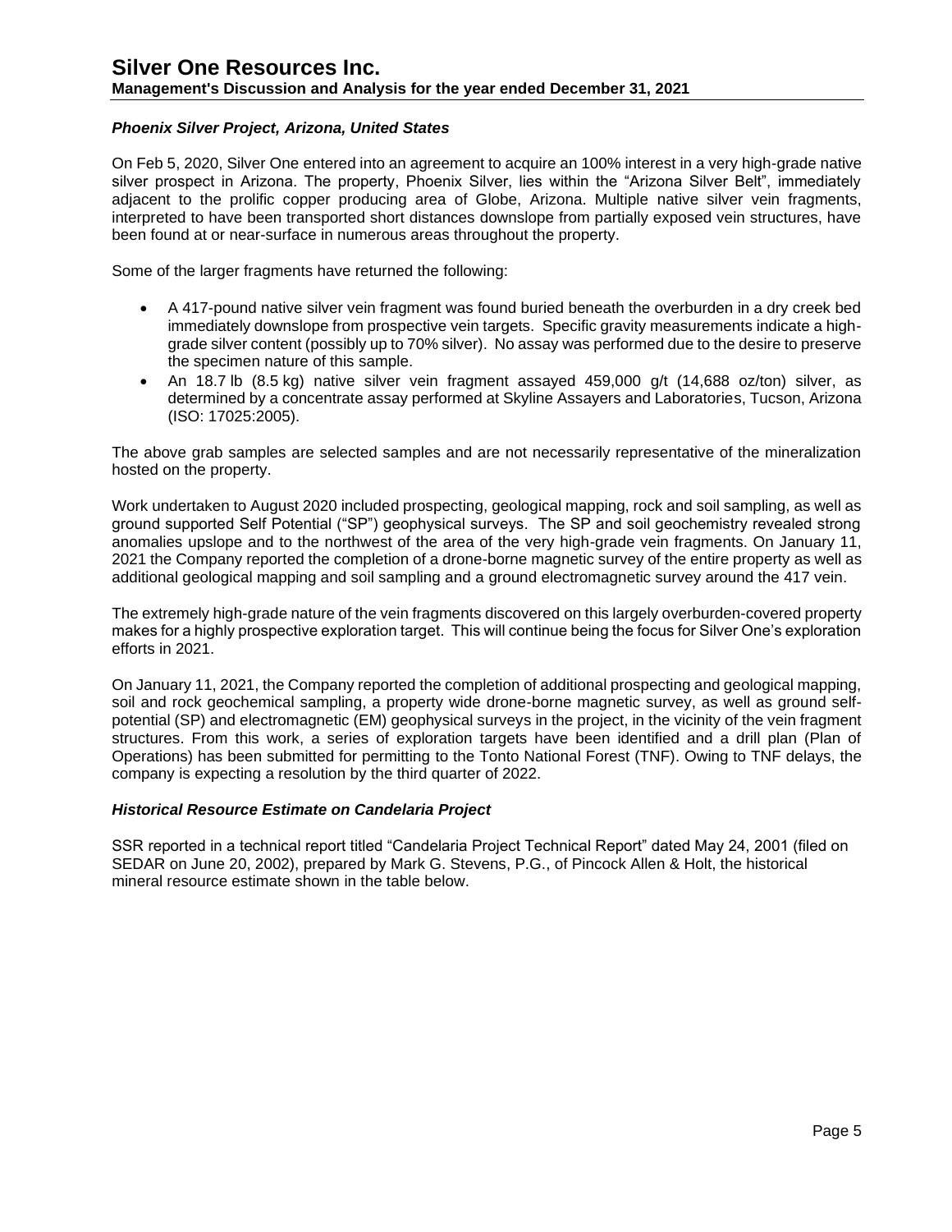### *Phoenix Silver Project, Arizona, United States*

On Feb 5, 2020, Silver One entered into an agreement to acquire an 100% interest in a very high-grade native silver prospect in Arizona. The property, Phoenix Silver, lies within the "Arizona Silver Belt", immediately adjacent to the prolific copper producing area of Globe, Arizona. Multiple native silver vein fragments, interpreted to have been transported short distances downslope from partially exposed vein structures, have been found at or near-surface in numerous areas throughout the property.

Some of the larger fragments have returned the following:

- A 417-pound native silver vein fragment was found buried beneath the overburden in a dry creek bed immediately downslope from prospective vein targets. Specific gravity measurements indicate a high-grade silver content (possibly up to 70% silver). No assay was performed due to the desire to preserve the specimen nature of this sample.
- An 18.7 lb (8.5 kg) native silver vein fragment assayed 459,000 g/t (14,688 oz/ton) silver, as determined by a concentrate assay performed at Skyline Assayers and Laboratories, Tucson, Arizona (ISO: 17025:2005).

The above grab samples are selected samples and are not necessarily representative of the mineralization hosted on the property.

Work undertaken to August 2020 included prospecting, geological mapping, rock and soil sampling, as well as ground supported Self Potential ("SP") geophysical surveys. The SP and soil geochemistry revealed strong anomalies upslope and to the northwest of the area of the very high-grade vein fragments. On January 11, 2021 the Company reported the completion of a drone-borne magnetic survey of the entire property as well as additional geological mapping and soil sampling and a ground electromagnetic survey around the 417 vein.

The extremely high-grade nature of the vein fragments discovered on this largely overburden-covered property makes for a highly prospective exploration target. This will continue being the focus for Silver One's exploration efforts in 2021.

On January 11, 2021, the Company reported the completion of additional prospecting and geological mapping, soil and rock geochemical sampling, a property wide drone-borne magnetic survey, as well as ground self-potential (SP) and electromagnetic (EM) geophysical surveys in the project, in the vicinity of the vein fragment structures. From this work, a series of exploration targets have been identified and a drill plan (Plan of Operations) has been submitted for permitting to the Tonto National Forest (TNF). Owing to TNF delays, the company is expecting a resolution by the third quarter of 2022.

### *Historical Resource Estimate on Candelaria Project*

SSR reported in a technical report titled "Candelaria Project Technical Report" dated May 24, 2001 (filed on SEDAR on June 20, 2002), prepared by Mark G. Stevens, P.G., of Pincock Allen & Holt, the historical mineral resource estimate shown in the table below.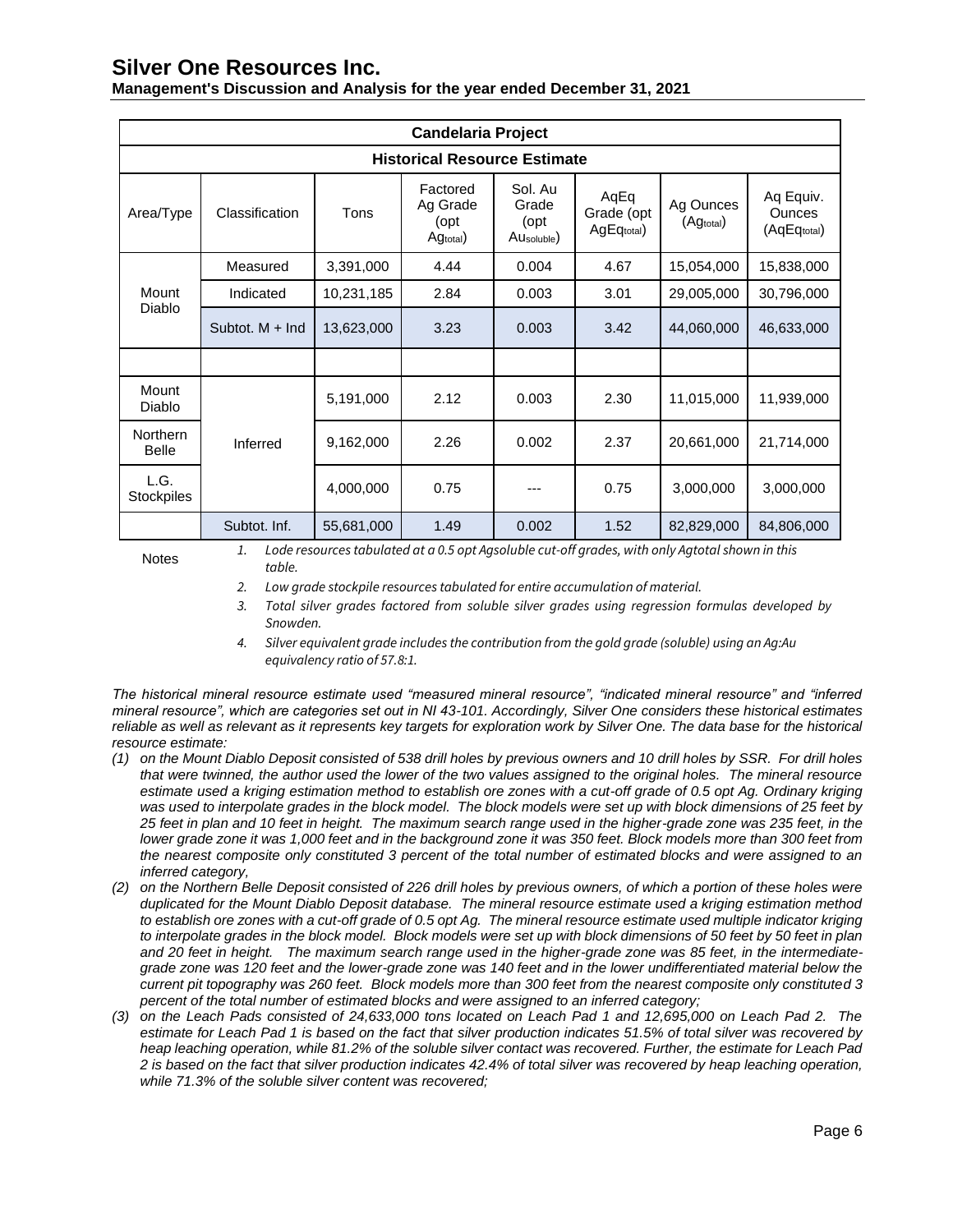| Candelaria Project | | | | | | | |
|---|---|---|---|---|---|---|---|
| Historical Resource Estimate | | | | | | | |
| Area/Type | Classification | Tons | Factored Ag Grade (opt $Ag_{total}$) | Sol. Au Grade (opt $Au_{soluble}$) | AqEq Grade (opt $AgEq_{total}$) | Ag Ounces ($Ag_{total}$) | Aq Equiv. Ounces ($AqEq_{total}$) |
| Mount Diablo | Measured | 3,391,000 | 4.44 | 0.004 | 4.67 | 15,054,000 | 15,838,000 |
| | Indicated | 10,231,185 | 2.84 | 0.003 | 3.01 | 29,005,000 | 30,796,000 |
| | Subtot. M + Ind | 13,623,000 | 3.23 | 0.003 | 3.42 | 44,060,000 | 46,633,000 |
| | | | | | | | |
| Mount Diablo | Inferred | 5,191,000 | 2.12 | 0.003 | 2.30 | 11,015,000 | 11,939,000 |
| Northern Belle | | 9,162,000 | 2.26 | 0.002 | 2.37 | 20,661,000 | 21,714,000 |
| L.G. Stockpiles | | 4,000,000 | 0.75 | --- | 0.75 | 3,000,000 | 3,000,000 |
| | Subtot. Inf. | 55,681,000 | 1.49 | 0.002 | 1.52 | 82,829,000 | 84,806,000 |

Notes

1. *Lode resources tabulated at a 0.5 opt Agsoluble cut-off grades, with only Agtotal shown in this table.*
2. *Low grade stockpile resources tabulated for entire accumulation of material.*
3. *Total silver grades factored from soluble silver grades using regression formulas developed by Snowden.*
4. *Silver equivalent grade includes the contribution from the gold grade (soluble) using an Ag:Au equivalency ratio of 57.8:1.*

*The historical mineral resource estimate used "measured mineral resource", "indicated mineral resource" and "inferred mineral resource", which are categories set out in NI 43-101. Accordingly, Silver One considers these historical estimates reliable as well as relevant as it represents key targets for exploration work by Silver One. The data base for the historical resource estimate:*

*(1) on the Mount Diablo Deposit consisted of 538 drill holes by previous owners and 10 drill holes by SSR. For drill holes that were twinned, the author used the lower of the two values assigned to the original holes. The mineral resource estimate used a kriging estimation method to establish ore zones with a cut-off grade of 0.5 opt Ag. Ordinary kriging was used to interpolate grades in the block model. The block models were set up with block dimensions of 25 feet by 25 feet in plan and 10 feet in height. The maximum search range used in the higher-grade zone was 235 feet, in the lower grade zone it was 1,000 feet and in the background zone it was 350 feet. Block models more than 300 feet from the nearest composite only constituted 3 percent of the total number of estimated blocks and were assigned to an inferred category,*

*(2) on the Northern Belle Deposit consisted of 226 drill holes by previous owners, of which a portion of these holes were duplicated for the Mount Diablo Deposit database. The mineral resource estimate used a kriging estimation method to establish ore zones with a cut-off grade of 0.5 opt Ag. The mineral resource estimate used multiple indicator kriging to interpolate grades in the block model. Block models were set up with block dimensions of 50 feet by 50 feet in plan and 20 feet in height. The maximum search range used in the higher-grade zone was 85 feet, in the intermediate-grade zone was 120 feet and the lower-grade zone was 140 feet and in the lower undifferentiated material below the current pit topography was 260 feet. Block models more than 300 feet from the nearest composite only constituted 3 percent of the total number of estimated blocks and were assigned to an inferred category;*

*(3) on the Leach Pads consisted of 24,633,000 tons located on Leach Pad 1 and 12,695,000 on Leach Pad 2. The estimate for Leach Pad 1 is based on the fact that silver production indicates 51.5% of total silver was recovered by heap leaching operation, while 81.2% of the soluble silver contact was recovered. Further, the estimate for Leach Pad 2 is based on the fact that silver production indicates 42.4% of total silver was recovered by heap leaching operation, while 71.3% of the soluble silver content was recovered;*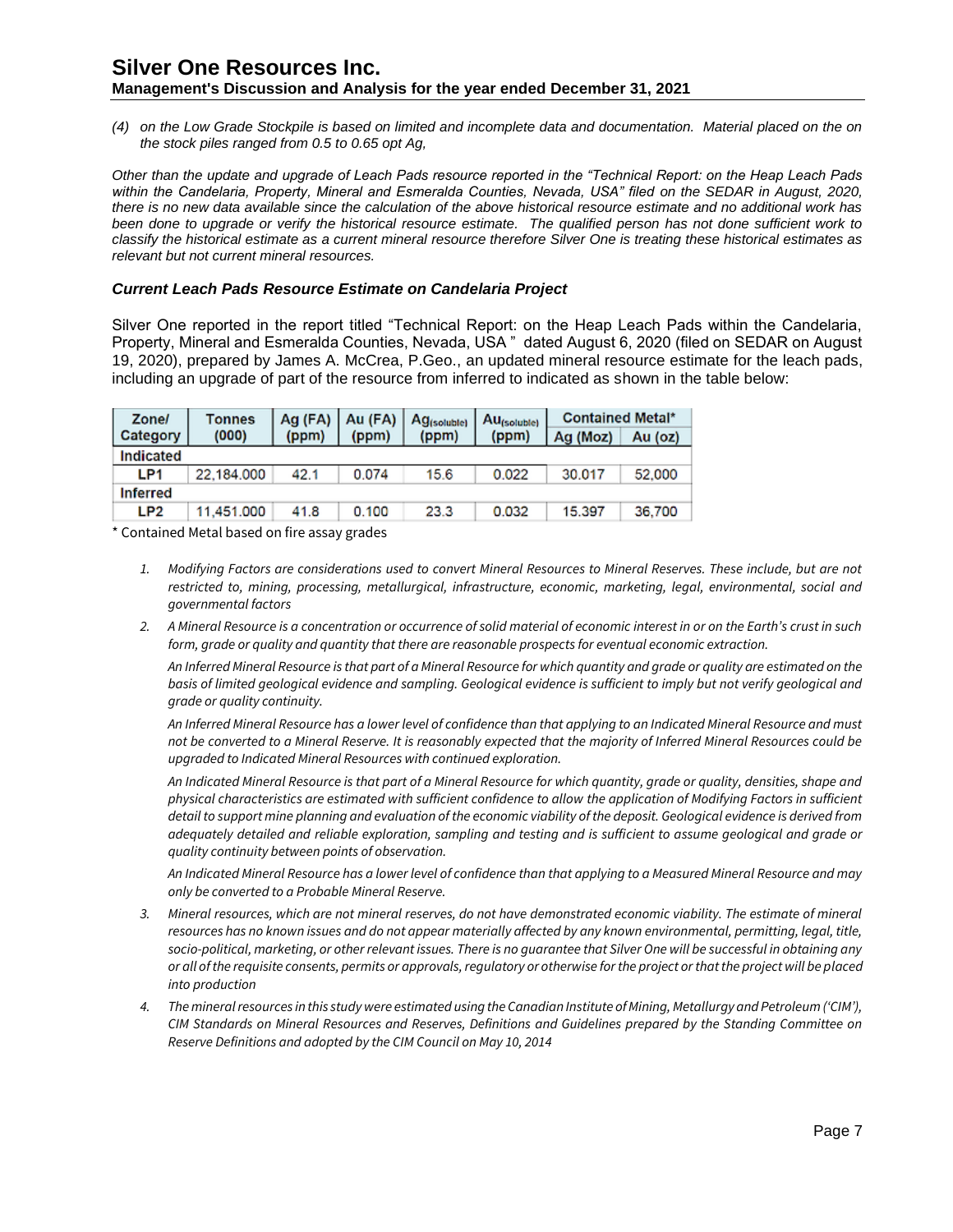*(4) on the Low Grade Stockpile is based on limited and incomplete data and documentation. Material placed on the on the stock piles ranged from 0.5 to 0.65 opt Ag,*

*Other than the update and upgrade of Leach Pads resource reported in the "Technical Report: on the Heap Leach Pads within the Candelaria, Property, Mineral and Esmeralda Counties, Nevada, USA" filed on the SEDAR in August, 2020, there is no new data available since the calculation of the above historical resource estimate and no additional work has been done to upgrade or verify the historical resource estimate. The qualified person has not done sufficient work to classify the historical estimate as a current mineral resource therefore Silver One is treating these historical estimates as relevant but not current mineral resources.*

### *Current Leach Pads Resource Estimate on Candelaria Project*

Silver One reported in the report titled "Technical Report: on the Heap Leach Pads within the Candelaria, Property, Mineral and Esmeralda Counties, Nevada, USA " dated August 6, 2020 (filed on SEDAR on August 19, 2020), prepared by James A. McCrea, P.Geo., an updated mineral resource estimate for the leach pads, including an upgrade of part of the resource from inferred to indicated as shown in the table below:

| Zone/ Category | Tonnes (000) | Ag (FA) (ppm) | Au (FA) (ppm) | $Ag_{(soluble)}$ (ppm) | $Au_{(soluble)}$ (ppm) | Contained Metal* | |
|---|---|---|---|---|---|---|---|
| | | | | | | Ag (Moz) | Au (oz) |
| **Indicated** | | | | | | | |
| LP1 | 22,184.000 | 42.1 | 0.074 | 15.6 | 0.022 | 30.017 | 52,000 |
| **Inferred** | | | | | | | |
| LP2 | 11,451.000 | 41.8 | 0.100 | 23.3 | 0.032 | 15.397 | 36,700 |

\* Contained Metal based on fire assay grades

1. *Modifying Factors are considerations used to convert Mineral Resources to Mineral Reserves. These include, but are not restricted to, mining, processing, metallurgical, infrastructure, economic, marketing, legal, environmental, social and governmental factors*
2. *A Mineral Resource is a concentration or occurrence of solid material of economic interest in or on the Earth's crust in such form, grade or quality and quantity that there are reasonable prospects for eventual economic extraction.*

   *An Inferred Mineral Resource is that part of a Mineral Resource for which quantity and grade or quality are estimated on the basis of limited geological evidence and sampling. Geological evidence is sufficient to imply but not verify geological and grade or quality continuity.*

   *An Inferred Mineral Resource has a lower level of confidence than that applying to an Indicated Mineral Resource and must not be converted to a Mineral Reserve. It is reasonably expected that the majority of Inferred Mineral Resources could be upgraded to Indicated Mineral Resources with continued exploration.*

   *An Indicated Mineral Resource is that part of a Mineral Resource for which quantity, grade or quality, densities, shape and physical characteristics are estimated with sufficient confidence to allow the application of Modifying Factors in sufficient detail to support mine planning and evaluation of the economic viability of the deposit. Geological evidence is derived from adequately detailed and reliable exploration, sampling and testing and is sufficient to assume geological and grade or quality continuity between points of observation.*

   *An Indicated Mineral Resource has a lower level of confidence than that applying to a Measured Mineral Resource and may only be converted to a Probable Mineral Reserve.*
3. *Mineral resources, which are not mineral reserves, do not have demonstrated economic viability. The estimate of mineral resources has no known issues and do not appear materially affected by any known environmental, permitting, legal, title, socio-political, marketing, or other relevant issues. There is no guarantee that Silver One will be successful in obtaining any or all of the requisite consents, permits or approvals, regulatory or otherwise for the project or that the project will be placed into production*
4. *The mineral resources in this study were estimated using the Canadian Institute of Mining, Metallurgy and Petroleum ('CIM'), CIM Standards on Mineral Resources and Reserves, Definitions and Guidelines prepared by the Standing Committee on Reserve Definitions and adopted by the CIM Council on May 10, 2014*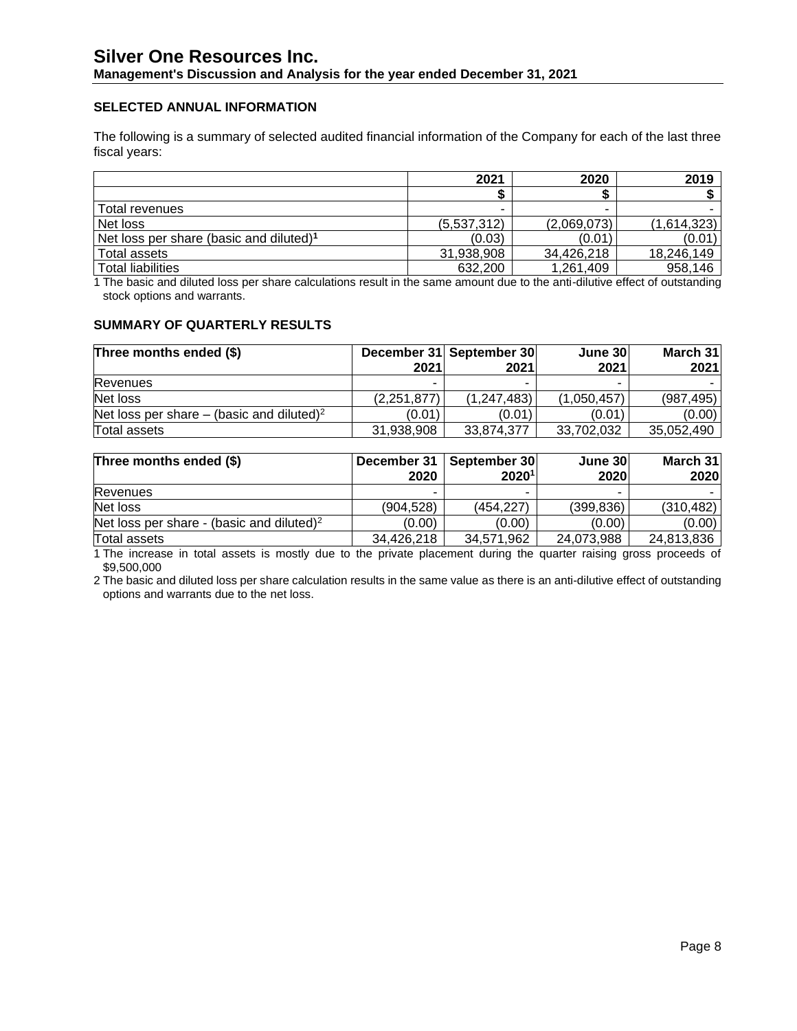## SELECTED ANNUAL INFORMATION

The following is a summary of selected audited financial information of the Company for each of the last three fiscal years:

| | 2021 | 2020 | 2019 |
|---|---|---|---|
| | $ | $ | $ |
| Total revenues | - | - | - |
| Net loss | (5,537,312) | (2,069,073) | (1,614,323) |
| Net loss per share (basic and diluted)[1] | (0.03) | (0.01) | (0.01) |
| Total assets | 31,938,908 | 34,426,218 | 18,246,149 |
| Total liabilities | 632,200 | 1,261,409 | 958,146 |

1 The basic and diluted loss per share calculations result in the same amount due to the anti-dilutive effect of outstanding stock options and warrants.

## SUMMARY OF QUARTERLY RESULTS

| Three months ended ($) | December 31 2021 | September 30 2021 | June 30 2021 | March 31 2021 |
|---|---|---|---|---|
| Revenues | - | - | - | - |
| Net loss | (2,251,877) | (1,247,483) | (1,050,457) | (987,495) |
| Net loss per share – (basic and diluted)[2] | (0.01) | (0.01) | (0.01) | (0.00) |
| Total assets | 31,938,908 | 33,874,377 | 33,702,032 | 35,052,490 |

| Three months ended ($) | December 31 2020 | September 30 2020[1] | June 30 2020 | March 31 2020 |
|---|---|---|---|---|
| Revenues | - | - | - | - |
| Net loss | (904,528) | (454,227) | (399,836) | (310,482) |
| Net loss per share - (basic and diluted)[2] | (0.00) | (0.00) | (0.00) | (0.00) |
| Total assets | 34,426,218 | 34,571,962 | 24,073,988 | 24,813,836 |

1 The increase in total assets is mostly due to the private placement during the quarter raising gross proceeds of $9,500,000

2 The basic and diluted loss per share calculation results in the same value as there is an anti-dilutive effect of outstanding options and warrants due to the net loss.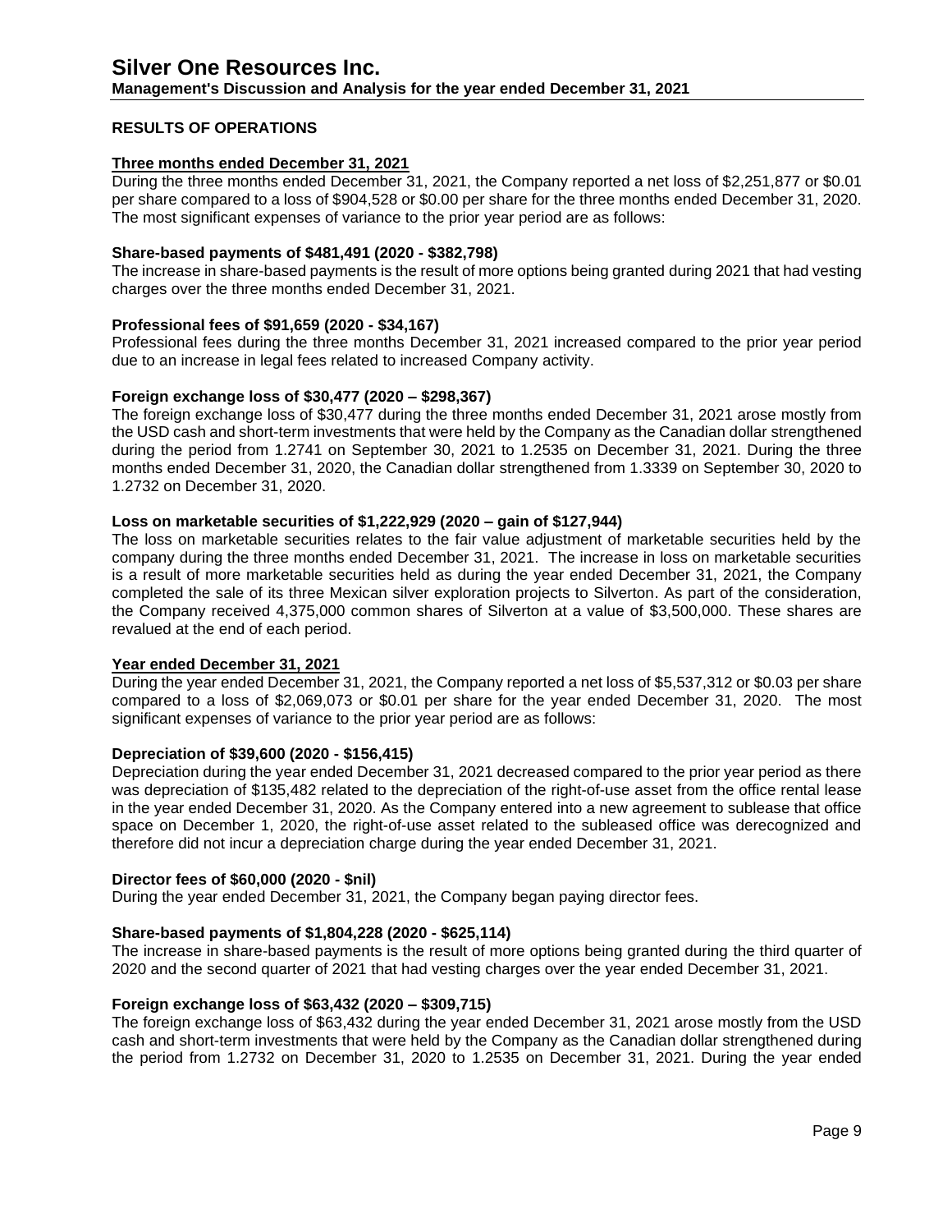## RESULTS OF OPERATIONS

### Three months ended December 31, 2021

During the three months ended December 31, 2021, the Company reported a net loss of $2,251,877 or $0.01 per share compared to a loss of $904,528 or $0.00 per share for the three months ended December 31, 2020. The most significant expenses of variance to the prior year period are as follows:

**Share-based payments of $481,491 (2020 - $382,798)**

The increase in share-based payments is the result of more options being granted during 2021 that had vesting charges over the three months ended December 31, 2021.

**Professional fees of $91,659 (2020 - $34,167)**

Professional fees during the three months December 31, 2021 increased compared to the prior year period due to an increase in legal fees related to increased Company activity.

**Foreign exchange loss of $30,477 (2020 – $298,367)**

The foreign exchange loss of $30,477 during the three months ended December 31, 2021 arose mostly from the USD cash and short-term investments that were held by the Company as the Canadian dollar strengthened during the period from 1.2741 on September 30, 2021 to 1.2535 on December 31, 2021. During the three months ended December 31, 2020, the Canadian dollar strengthened from 1.3339 on September 30, 2020 to 1.2732 on December 31, 2020.

**Loss on marketable securities of $1,222,929 (2020 – gain of $127,944)**

The loss on marketable securities relates to the fair value adjustment of marketable securities held by the company during the three months ended December 31, 2021. The increase in loss on marketable securities is a result of more marketable securities held as during the year ended December 31, 2021, the Company completed the sale of its three Mexican silver exploration projects to Silverton. As part of the consideration, the Company received 4,375,000 common shares of Silverton at a value of $3,500,000. These shares are revalued at the end of each period.

### Year ended December 31, 2021

During the year ended December 31, 2021, the Company reported a net loss of $5,537,312 or $0.03 per share compared to a loss of $2,069,073 or $0.01 per share for the year ended December 31, 2020. The most significant expenses of variance to the prior year period are as follows:

**Depreciation of $39,600 (2020 - $156,415)**

Depreciation during the year ended December 31, 2021 decreased compared to the prior year period as there was depreciation of $135,482 related to the depreciation of the right-of-use asset from the office rental lease in the year ended December 31, 2020. As the Company entered into a new agreement to sublease that office space on December 1, 2020, the right-of-use asset related to the subleased office was derecognized and therefore did not incur a depreciation charge during the year ended December 31, 2021.

**Director fees of $60,000 (2020 - $nil)**

During the year ended December 31, 2021, the Company began paying director fees.

**Share-based payments of $1,804,228 (2020 - $625,114)**

The increase in share-based payments is the result of more options being granted during the third quarter of 2020 and the second quarter of 2021 that had vesting charges over the year ended December 31, 2021.

**Foreign exchange loss of $63,432 (2020 – $309,715)**

The foreign exchange loss of $63,432 during the year ended December 31, 2021 arose mostly from the USD cash and short-term investments that were held by the Company as the Canadian dollar strengthened during the period from 1.2732 on December 31, 2020 to 1.2535 on December 31, 2021. During the year ended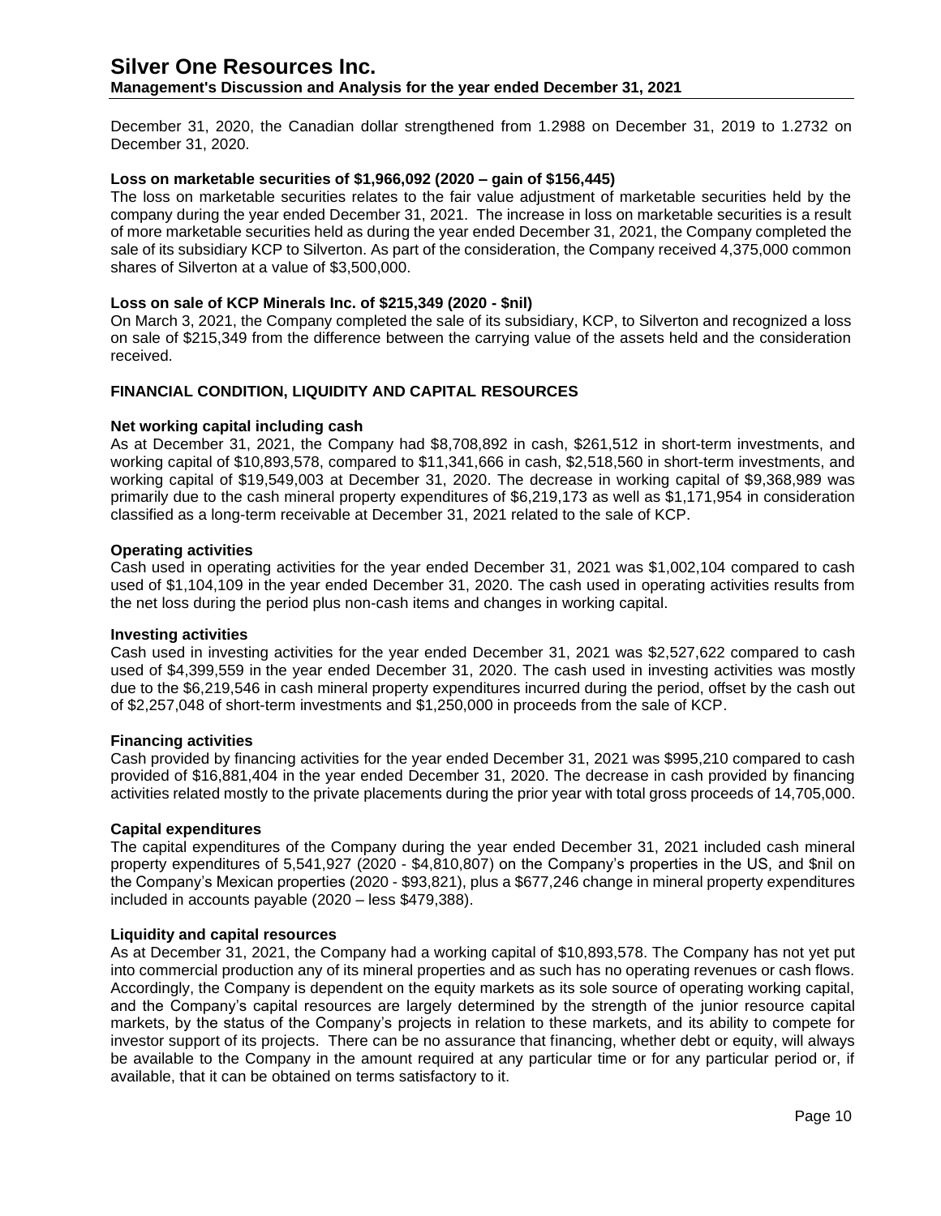December 31, 2020, the Canadian dollar strengthened from 1.2988 on December 31, 2019 to 1.2732 on December 31, 2020.

**Loss on marketable securities of $1,966,092 (2020 – gain of $156,445)**

The loss on marketable securities relates to the fair value adjustment of marketable securities held by the company during the year ended December 31, 2021. The increase in loss on marketable securities is a result of more marketable securities held as during the year ended December 31, 2021, the Company completed the sale of its subsidiary KCP to Silverton. As part of the consideration, the Company received 4,375,000 common shares of Silverton at a value of $3,500,000.

**Loss on sale of KCP Minerals Inc. of $215,349 (2020 - $nil)**

On March 3, 2021, the Company completed the sale of its subsidiary, KCP, to Silverton and recognized a loss on sale of $215,349 from the difference between the carrying value of the assets held and the consideration received.

## FINANCIAL CONDITION, LIQUIDITY AND CAPITAL RESOURCES

**Net working capital including cash**

As at December 31, 2021, the Company had $8,708,892 in cash, $261,512 in short-term investments, and working capital of $10,893,578, compared to $11,341,666 in cash, $2,518,560 in short-term investments, and working capital of $19,549,003 at December 31, 2020. The decrease in working capital of $9,368,989 was primarily due to the cash mineral property expenditures of $6,219,173 as well as $1,171,954 in consideration classified as a long-term receivable at December 31, 2021 related to the sale of KCP.

**Operating activities**

Cash used in operating activities for the year ended December 31, 2021 was $1,002,104 compared to cash used of $1,104,109 in the year ended December 31, 2020. The cash used in operating activities results from the net loss during the period plus non-cash items and changes in working capital.

**Investing activities**

Cash used in investing activities for the year ended December 31, 2021 was $2,527,622 compared to cash used of $4,399,559 in the year ended December 31, 2020. The cash used in investing activities was mostly due to the $6,219,546 in cash mineral property expenditures incurred during the period, offset by the cash out of $2,257,048 of short-term investments and $1,250,000 in proceeds from the sale of KCP.

**Financing activities**

Cash provided by financing activities for the year ended December 31, 2021 was $995,210 compared to cash provided of $16,881,404 in the year ended December 31, 2020. The decrease in cash provided by financing activities related mostly to the private placements during the prior year with total gross proceeds of 14,705,000.

**Capital expenditures**

The capital expenditures of the Company during the year ended December 31, 2021 included cash mineral property expenditures of 5,541,927 (2020 - $4,810,807) on the Company's properties in the US, and $nil on the Company's Mexican properties (2020 - $93,821), plus a $677,246 change in mineral property expenditures included in accounts payable (2020 – less $479,388).

**Liquidity and capital resources**

As at December 31, 2021, the Company had a working capital of $10,893,578. The Company has not yet put into commercial production any of its mineral properties and as such has no operating revenues or cash flows. Accordingly, the Company is dependent on the equity markets as its sole source of operating working capital, and the Company's capital resources are largely determined by the strength of the junior resource capital markets, by the status of the Company's projects in relation to these markets, and its ability to compete for investor support of its projects. There can be no assurance that financing, whether debt or equity, will always be available to the Company in the amount required at any particular time or for any particular period or, if available, that it can be obtained on terms satisfactory to it.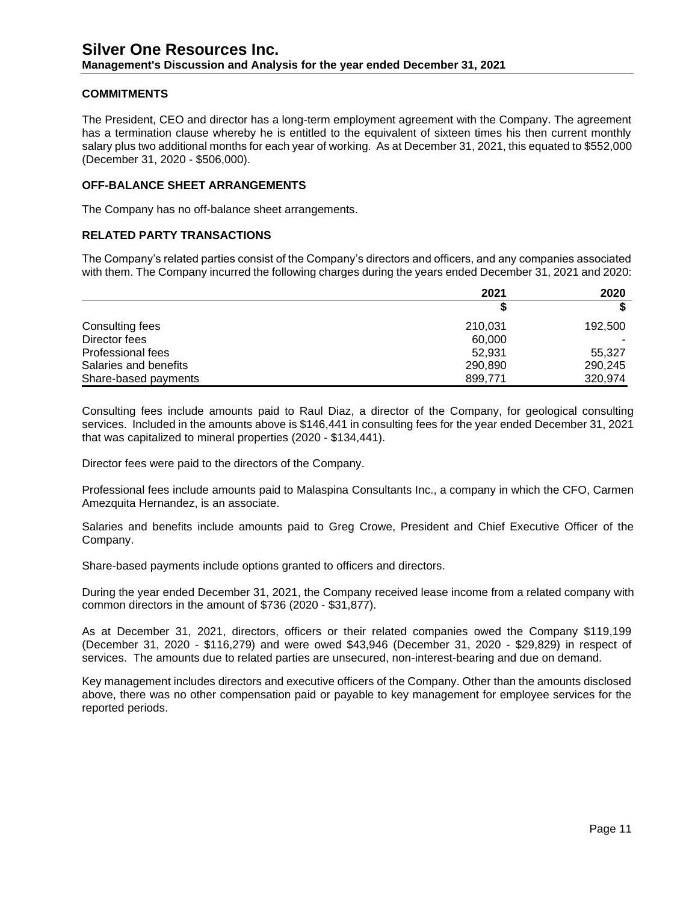## COMMITMENTS

The President, CEO and director has a long-term employment agreement with the Company. The agreement has a termination clause whereby he is entitled to the equivalent of sixteen times his then current monthly salary plus two additional months for each year of working. As at December 31, 2021, this equated to $552,000 (December 31, 2020 - $506,000).

## OFF-BALANCE SHEET ARRANGEMENTS

The Company has no off-balance sheet arrangements.

## RELATED PARTY TRANSACTIONS

The Company's related parties consist of the Company's directors and officers, and any companies associated with them. The Company incurred the following charges during the years ended December 31, 2021 and 2020:

| | 2021 | 2020 |
|---|---|---|
| | $ | $ |
| Consulting fees | 210,031 | 192,500 |
| Director fees | 60,000 | - |
| Professional fees | 52,931 | 55,327 |
| Salaries and benefits | 290,890 | 290,245 |
| Share-based payments | 899,771 | 320,974 |

Consulting fees include amounts paid to Raul Diaz, a director of the Company, for geological consulting services. Included in the amounts above is $146,441 in consulting fees for the year ended December 31, 2021 that was capitalized to mineral properties (2020 - $134,441).

Director fees were paid to the directors of the Company.

Professional fees include amounts paid to Malaspina Consultants Inc., a company in which the CFO, Carmen Amezquita Hernandez, is an associate.

Salaries and benefits include amounts paid to Greg Crowe, President and Chief Executive Officer of the Company.

Share-based payments include options granted to officers and directors.

During the year ended December 31, 2021, the Company received lease income from a related company with common directors in the amount of $736 (2020 - $31,877).

As at December 31, 2021, directors, officers or their related companies owed the Company $119,199 (December 31, 2020 - $116,279) and were owed $43,946 (December 31, 2020 - $29,829) in respect of services. The amounts due to related parties are unsecured, non-interest-bearing and due on demand.

Key management includes directors and executive officers of the Company. Other than the amounts disclosed above, there was no other compensation paid or payable to key management for employee services for the reported periods.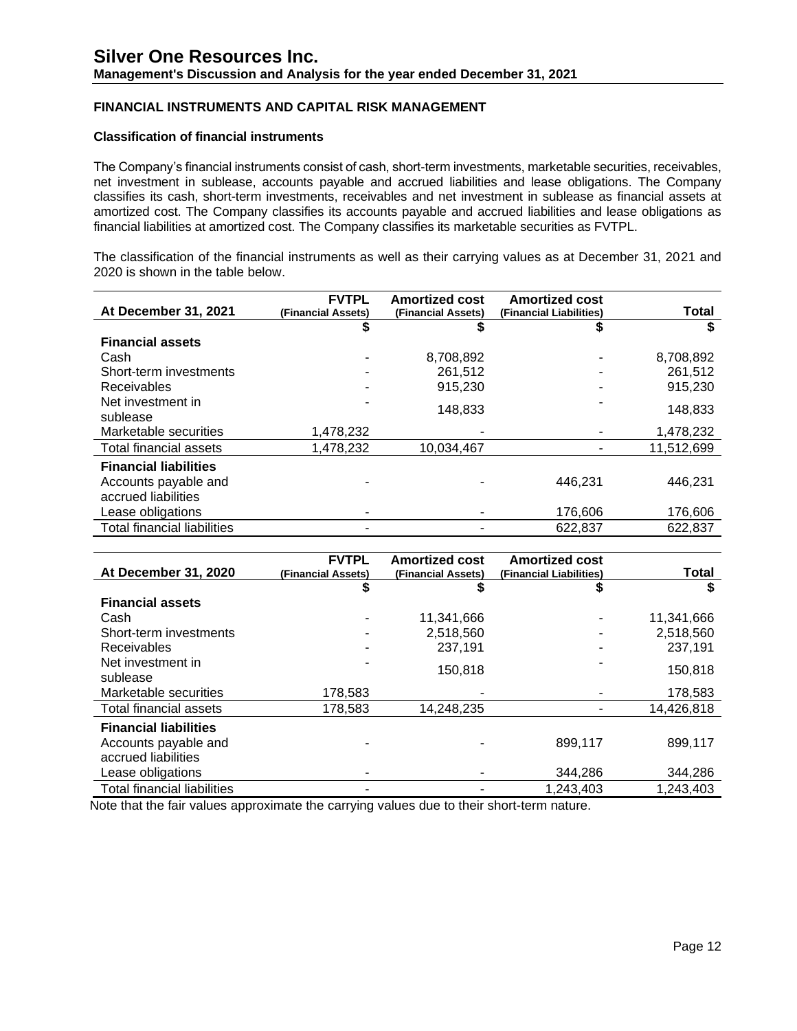## FINANCIAL INSTRUMENTS AND CAPITAL RISK MANAGEMENT

### Classification of financial instruments

The Company's financial instruments consist of cash, short-term investments, marketable securities, receivables, net investment in sublease, accounts payable and accrued liabilities and lease obligations. The Company classifies its cash, short-term investments, receivables and net investment in sublease as financial assets at amortized cost. The Company classifies its accounts payable and accrued liabilities and lease obligations as financial liabilities at amortized cost. The Company classifies its marketable securities as FVTPL.

The classification of the financial instruments as well as their carrying values as at December 31, 2021 and 2020 is shown in the table below.

| At December 31, 2021 | FVTPL (Financial Assets) | Amortized cost (Financial Assets) | Amortized cost (Financial Liabilities) | Total |
|---|---|---|---|---|
| | $ | $ | $ | $ |
| **Financial assets** | | | | |
| Cash | - | 8,708,892 | - | 8,708,892 |
| Short-term investments | - | 261,512 | - | 261,512 |
| Receivables | - | 915,230 | - | 915,230 |
| Net investment in sublease | - | 148,833 | - | 148,833 |
| Marketable securities | 1,478,232 | - | - | 1,478,232 |
| Total financial assets | 1,478,232 | 10,034,467 | - | 11,512,699 |
| **Financial liabilities** | | | | |
| Accounts payable and accrued liabilities | - | - | 446,231 | 446,231 |
| Lease obligations | - | - | 176,606 | 176,606 |
| Total financial liabilities | - | - | 622,837 | 622,837 |

| At December 31, 2020 | FVTPL (Financial Assets) | Amortized cost (Financial Assets) | Amortized cost (Financial Liabilities) | Total |
|---|---|---|---|---|
| | $ | $ | $ | $ |
| **Financial assets** | | | | |
| Cash | - | 11,341,666 | - | 11,341,666 |
| Short-term investments | - | 2,518,560 | - | 2,518,560 |
| Receivables | - | 237,191 | - | 237,191 |
| Net investment in sublease | - | 150,818 | - | 150,818 |
| Marketable securities | 178,583 | - | - | 178,583 |
| Total financial assets | 178,583 | 14,248,235 | - | 14,426,818 |
| **Financial liabilities** | | | | |
| Accounts payable and accrued liabilities | - | - | 899,117 | 899,117 |
| Lease obligations | - | - | 344,286 | 344,286 |
| Total financial liabilities | - | - | 1,243,403 | 1,243,403 |

Note that the fair values approximate the carrying values due to their short-term nature.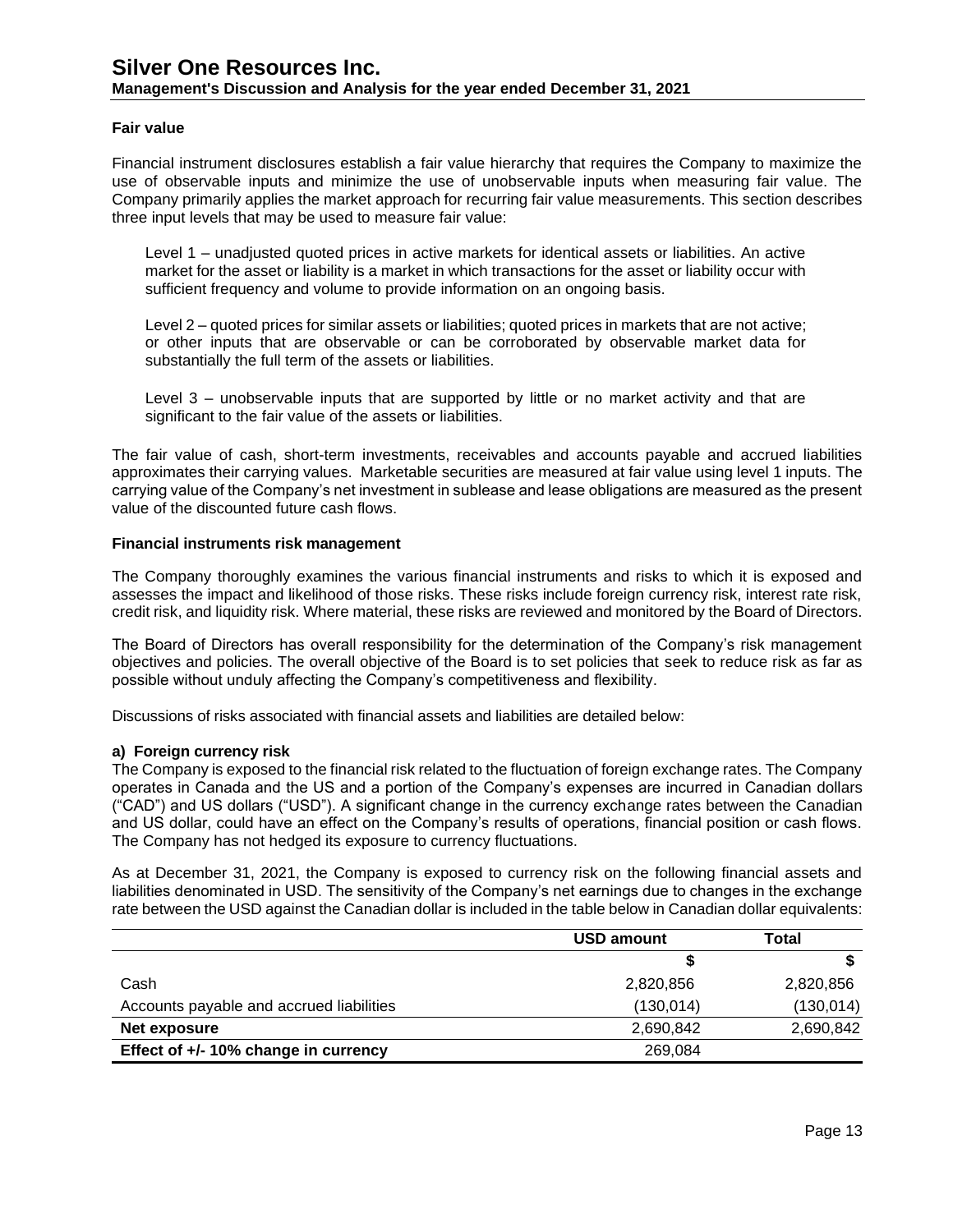## Fair value

Financial instrument disclosures establish a fair value hierarchy that requires the Company to maximize the use of observable inputs and minimize the use of unobservable inputs when measuring fair value. The Company primarily applies the market approach for recurring fair value measurements. This section describes three input levels that may be used to measure fair value:

Level 1 – unadjusted quoted prices in active markets for identical assets or liabilities. An active market for the asset or liability is a market in which transactions for the asset or liability occur with sufficient frequency and volume to provide information on an ongoing basis.

Level 2 – quoted prices for similar assets or liabilities; quoted prices in markets that are not active; or other inputs that are observable or can be corroborated by observable market data for substantially the full term of the assets or liabilities.

Level 3 – unobservable inputs that are supported by little or no market activity and that are significant to the fair value of the assets or liabilities.

The fair value of cash, short-term investments, receivables and accounts payable and accrued liabilities approximates their carrying values. Marketable securities are measured at fair value using level 1 inputs. The carrying value of the Company's net investment in sublease and lease obligations are measured as the present value of the discounted future cash flows.

## Financial instruments risk management

The Company thoroughly examines the various financial instruments and risks to which it is exposed and assesses the impact and likelihood of those risks. These risks include foreign currency risk, interest rate risk, credit risk, and liquidity risk. Where material, these risks are reviewed and monitored by the Board of Directors.

The Board of Directors has overall responsibility for the determination of the Company's risk management objectives and policies. The overall objective of the Board is to set policies that seek to reduce risk as far as possible without unduly affecting the Company's competitiveness and flexibility.

Discussions of risks associated with financial assets and liabilities are detailed below:

### a) Foreign currency risk

The Company is exposed to the financial risk related to the fluctuation of foreign exchange rates. The Company operates in Canada and the US and a portion of the Company's expenses are incurred in Canadian dollars ("CAD") and US dollars ("USD"). A significant change in the currency exchange rates between the Canadian and US dollar, could have an effect on the Company's results of operations, financial position or cash flows. The Company has not hedged its exposure to currency fluctuations.

As at December 31, 2021, the Company is exposed to currency risk on the following financial assets and liabilities denominated in USD. The sensitivity of the Company's net earnings due to changes in the exchange rate between the USD against the Canadian dollar is included in the table below in Canadian dollar equivalents:

| | USD amount | Total |
|---|---|---|
| | $ | $ |
| Cash | 2,820,856 | 2,820,856 |
| Accounts payable and accrued liabilities | (130,014) | (130,014) |
| **Net exposure** | 2,690,842 | 2,690,842 |
| **Effect of +/- 10% change in currency** | 269,084 | |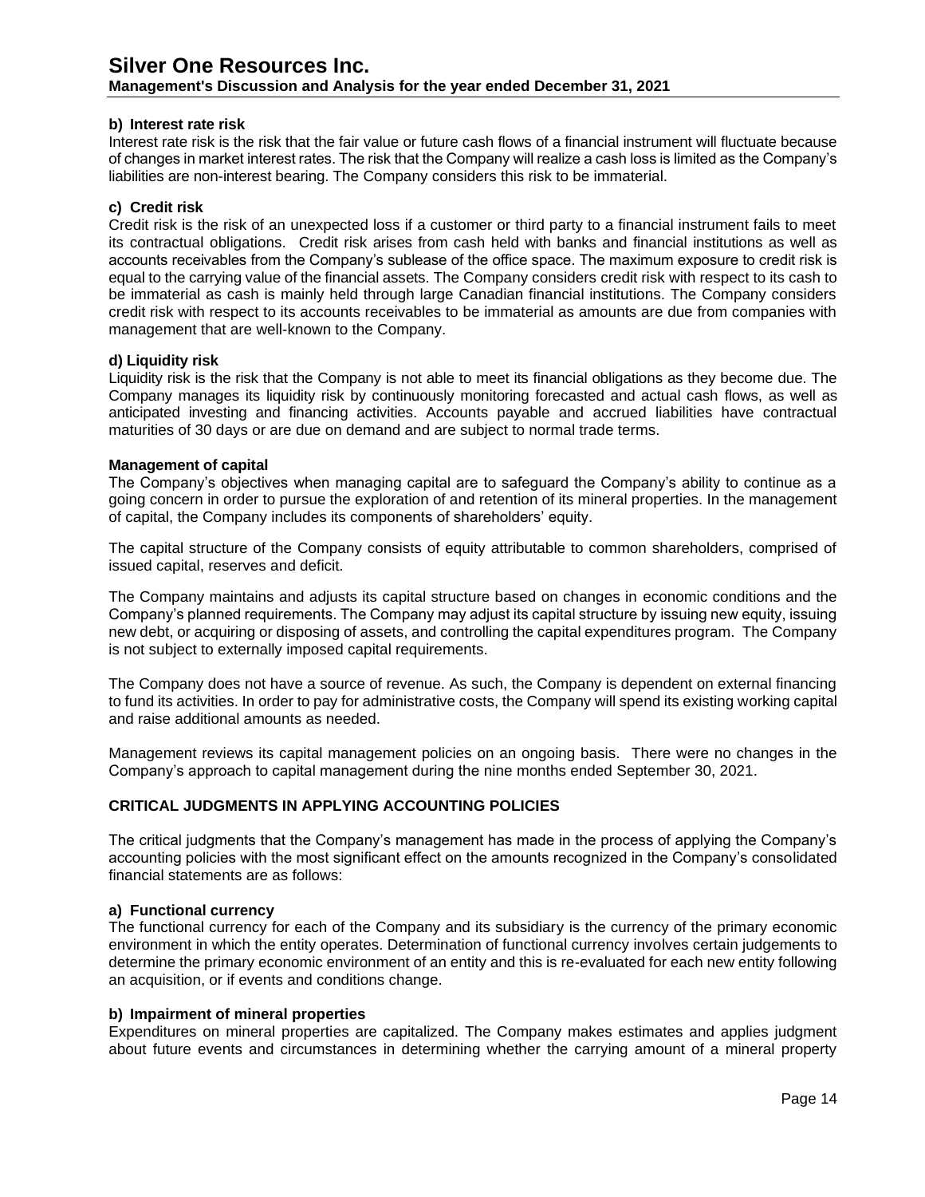#### b) Interest rate risk

Interest rate risk is the risk that the fair value or future cash flows of a financial instrument will fluctuate because of changes in market interest rates. The risk that the Company will realize a cash loss is limited as the Company's liabilities are non-interest bearing. The Company considers this risk to be immaterial.

#### c) Credit risk

Credit risk is the risk of an unexpected loss if a customer or third party to a financial instrument fails to meet its contractual obligations. Credit risk arises from cash held with banks and financial institutions as well as accounts receivables from the Company's sublease of the office space. The maximum exposure to credit risk is equal to the carrying value of the financial assets. The Company considers credit risk with respect to its cash to be immaterial as cash is mainly held through large Canadian financial institutions. The Company considers credit risk with respect to its accounts receivables to be immaterial as amounts are due from companies with management that are well-known to the Company.

#### d) Liquidity risk

Liquidity risk is the risk that the Company is not able to meet its financial obligations as they become due. The Company manages its liquidity risk by continuously monitoring forecasted and actual cash flows, as well as anticipated investing and financing activities. Accounts payable and accrued liabilities have contractual maturities of 30 days or are due on demand and are subject to normal trade terms.

#### Management of capital

The Company's objectives when managing capital are to safeguard the Company's ability to continue as a going concern in order to pursue the exploration of and retention of its mineral properties. In the management of capital, the Company includes its components of shareholders' equity.

The capital structure of the Company consists of equity attributable to common shareholders, comprised of issued capital, reserves and deficit.

The Company maintains and adjusts its capital structure based on changes in economic conditions and the Company's planned requirements. The Company may adjust its capital structure by issuing new equity, issuing new debt, or acquiring or disposing of assets, and controlling the capital expenditures program. The Company is not subject to externally imposed capital requirements.

The Company does not have a source of revenue. As such, the Company is dependent on external financing to fund its activities. In order to pay for administrative costs, the Company will spend its existing working capital and raise additional amounts as needed.

Management reviews its capital management policies on an ongoing basis. There were no changes in the Company's approach to capital management during the nine months ended September 30, 2021.

## CRITICAL JUDGMENTS IN APPLYING ACCOUNTING POLICIES

The critical judgments that the Company's management has made in the process of applying the Company's accounting policies with the most significant effect on the amounts recognized in the Company's consolidated financial statements are as follows:

#### a) Functional currency

The functional currency for each of the Company and its subsidiary is the currency of the primary economic environment in which the entity operates. Determination of functional currency involves certain judgements to determine the primary economic environment of an entity and this is re-evaluated for each new entity following an acquisition, or if events and conditions change.

#### b) Impairment of mineral properties

Expenditures on mineral properties are capitalized. The Company makes estimates and applies judgment about future events and circumstances in determining whether the carrying amount of a mineral property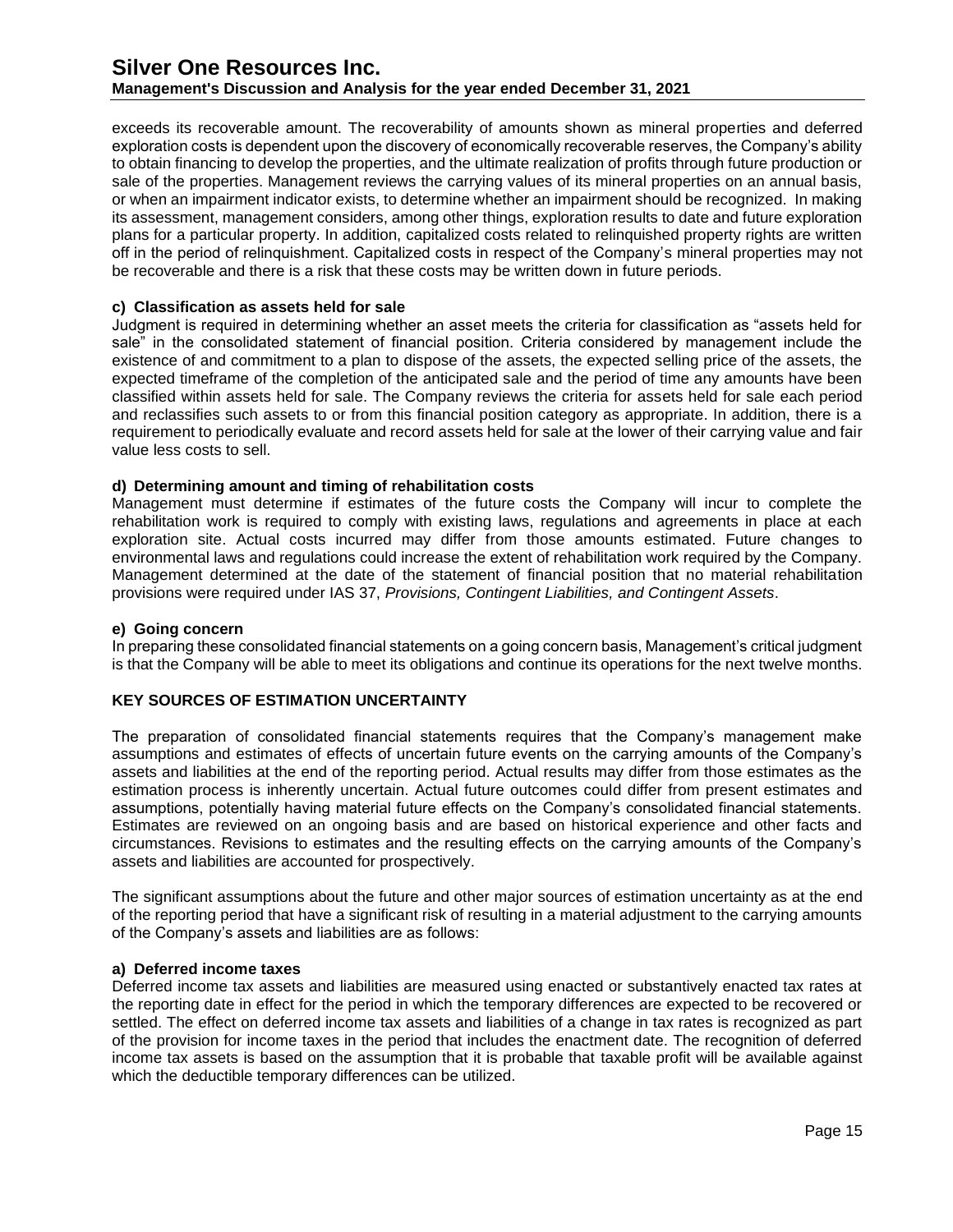exceeds its recoverable amount. The recoverability of amounts shown as mineral properties and deferred exploration costs is dependent upon the discovery of economically recoverable reserves, the Company's ability to obtain financing to develop the properties, and the ultimate realization of profits through future production or sale of the properties. Management reviews the carrying values of its mineral properties on an annual basis, or when an impairment indicator exists, to determine whether an impairment should be recognized. In making its assessment, management considers, among other things, exploration results to date and future exploration plans for a particular property. In addition, capitalized costs related to relinquished property rights are written off in the period of relinquishment. Capitalized costs in respect of the Company's mineral properties may not be recoverable and there is a risk that these costs may be written down in future periods.

**c) Classification as assets held for sale**

Judgment is required in determining whether an asset meets the criteria for classification as "assets held for sale" in the consolidated statement of financial position. Criteria considered by management include the existence of and commitment to a plan to dispose of the assets, the expected selling price of the assets, the expected timeframe of the completion of the anticipated sale and the period of time any amounts have been classified within assets held for sale. The Company reviews the criteria for assets held for sale each period and reclassifies such assets to or from this financial position category as appropriate. In addition, there is a requirement to periodically evaluate and record assets held for sale at the lower of their carrying value and fair value less costs to sell.

**d) Determining amount and timing of rehabilitation costs**

Management must determine if estimates of the future costs the Company will incur to complete the rehabilitation work is required to comply with existing laws, regulations and agreements in place at each exploration site. Actual costs incurred may differ from those amounts estimated. Future changes to environmental laws and regulations could increase the extent of rehabilitation work required by the Company. Management determined at the date of the statement of financial position that no material rehabilitation provisions were required under IAS 37, *Provisions, Contingent Liabilities, and Contingent Assets*.

**e) Going concern**

In preparing these consolidated financial statements on a going concern basis, Management's critical judgment is that the Company will be able to meet its obligations and continue its operations for the next twelve months.

## KEY SOURCES OF ESTIMATION UNCERTAINTY

The preparation of consolidated financial statements requires that the Company's management make assumptions and estimates of effects of uncertain future events on the carrying amounts of the Company's assets and liabilities at the end of the reporting period. Actual results may differ from those estimates as the estimation process is inherently uncertain. Actual future outcomes could differ from present estimates and assumptions, potentially having material future effects on the Company's consolidated financial statements. Estimates are reviewed on an ongoing basis and are based on historical experience and other facts and circumstances. Revisions to estimates and the resulting effects on the carrying amounts of the Company's assets and liabilities are accounted for prospectively.

The significant assumptions about the future and other major sources of estimation uncertainty as at the end of the reporting period that have a significant risk of resulting in a material adjustment to the carrying amounts of the Company's assets and liabilities are as follows:

**a) Deferred income taxes**

Deferred income tax assets and liabilities are measured using enacted or substantively enacted tax rates at the reporting date in effect for the period in which the temporary differences are expected to be recovered or settled. The effect on deferred income tax assets and liabilities of a change in tax rates is recognized as part of the provision for income taxes in the period that includes the enactment date. The recognition of deferred income tax assets is based on the assumption that it is probable that taxable profit will be available against which the deductible temporary differences can be utilized.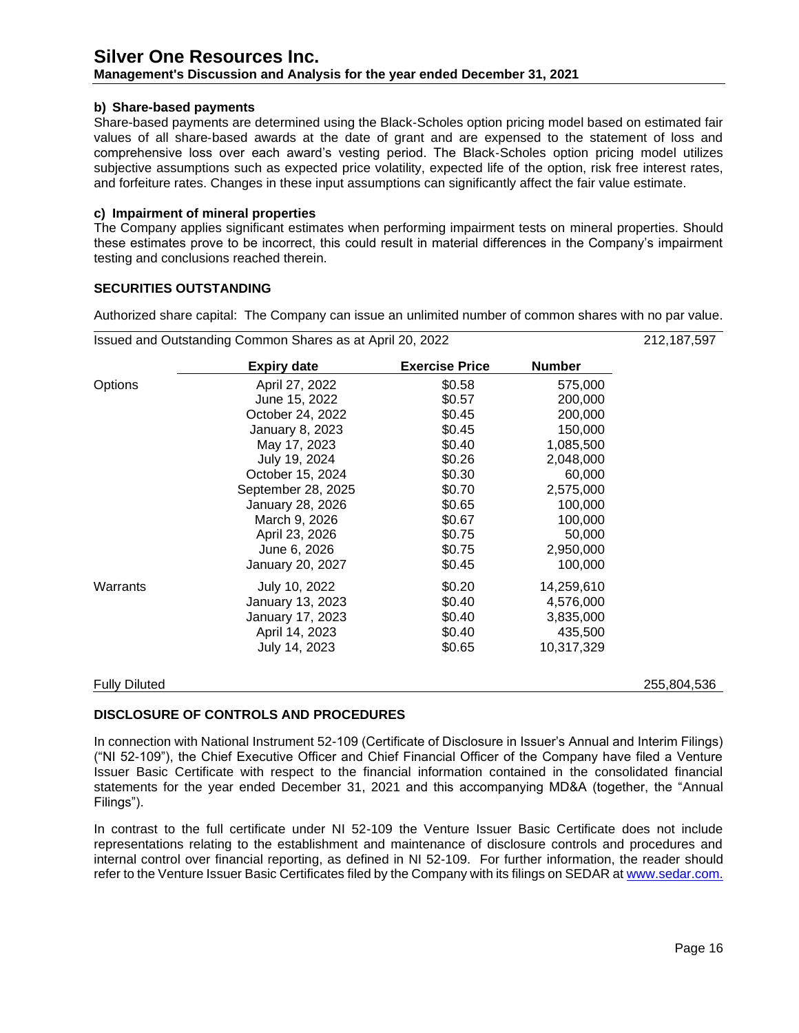#### b) Share-based payments

Share-based payments are determined using the Black-Scholes option pricing model based on estimated fair values of all share-based awards at the date of grant and are expensed to the statement of loss and comprehensive loss over each award's vesting period. The Black-Scholes option pricing model utilizes subjective assumptions such as expected price volatility, expected life of the option, risk free interest rates, and forfeiture rates. Changes in these input assumptions can significantly affect the fair value estimate.

#### c) Impairment of mineral properties

The Company applies significant estimates when performing impairment tests on mineral properties. Should these estimates prove to be incorrect, this could result in material differences in the Company's impairment testing and conclusions reached therein.

### SECURITIES OUTSTANDING

Authorized share capital: The Company can issue an unlimited number of common shares with no par value.

| Issued and Outstanding Common Shares as at April 20, 2022 | | | | 212,187,597 |
|---|---|---|---|---|
| | **Expiry date** | **Exercise Price** | **Number** | |
| Options | April 27, 2022 | $0.58 | 575,000 | |
| | June 15, 2022 | $0.57 | 200,000 | |
| | October 24, 2022 | $0.45 | 200,000 | |
| | January 8, 2023 | $0.45 | 150,000 | |
| | May 17, 2023 | $0.40 | 1,085,500 | |
| | July 19, 2024 | $0.26 | 2,048,000 | |
| | October 15, 2024 | $0.30 | 60,000 | |
| | September 28, 2025 | $0.70 | 2,575,000 | |
| | January 28, 2026 | $0.65 | 100,000 | |
| | March 9, 2026 | $0.67 | 100,000 | |
| | April 23, 2026 | $0.75 | 50,000 | |
| | June 6, 2026 | $0.75 | 2,950,000 | |
| | January 20, 2027 | $0.45 | 100,000 | |
| Warrants | July 10, 2022 | $0.20 | 14,259,610 | |
| | January 13, 2023 | $0.40 | 4,576,000 | |
| | January 17, 2023 | $0.40 | 3,835,000 | |
| | April 14, 2023 | $0.40 | 435,500 | |
| | July 14, 2023 | $0.65 | 10,317,329 | |
| Fully Diluted | | | | 255,804,536 |

### DISCLOSURE OF CONTROLS AND PROCEDURES

In connection with National Instrument 52-109 (Certificate of Disclosure in Issuer's Annual and Interim Filings) ("NI 52-109"), the Chief Executive Officer and Chief Financial Officer of the Company have filed a Venture Issuer Basic Certificate with respect to the financial information contained in the consolidated financial statements for the year ended December 31, 2021 and this accompanying MD&A (together, the "Annual Filings").

In contrast to the full certificate under NI 52-109 the Venture Issuer Basic Certificate does not include representations relating to the establishment and maintenance of disclosure controls and procedures and internal control over financial reporting, as defined in NI 52-109. For further information, the reader should refer to the Venture Issuer Basic Certificates filed by the Company with its filings on SEDAR at www.sedar.com.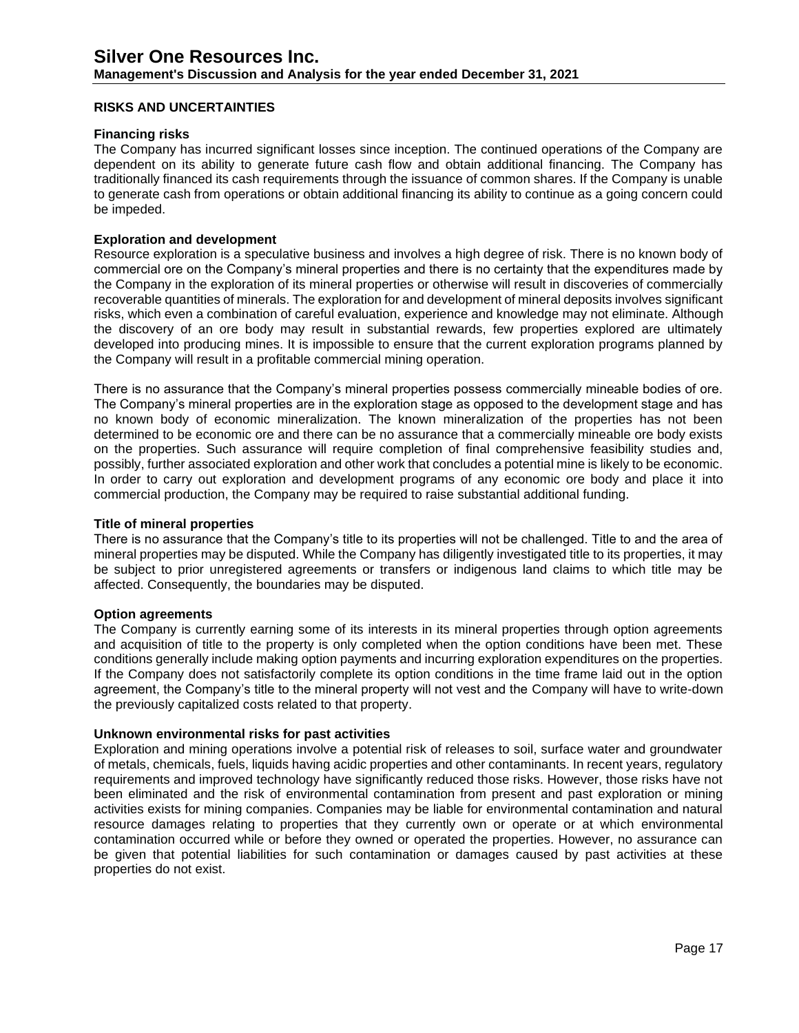## RISKS AND UNCERTAINTIES

### Financing risks

The Company has incurred significant losses since inception. The continued operations of the Company are dependent on its ability to generate future cash flow and obtain additional financing. The Company has traditionally financed its cash requirements through the issuance of common shares. If the Company is unable to generate cash from operations or obtain additional financing its ability to continue as a going concern could be impeded.

### Exploration and development

Resource exploration is a speculative business and involves a high degree of risk. There is no known body of commercial ore on the Company's mineral properties and there is no certainty that the expenditures made by the Company in the exploration of its mineral properties or otherwise will result in discoveries of commercially recoverable quantities of minerals. The exploration for and development of mineral deposits involves significant risks, which even a combination of careful evaluation, experience and knowledge may not eliminate. Although the discovery of an ore body may result in substantial rewards, few properties explored are ultimately developed into producing mines. It is impossible to ensure that the current exploration programs planned by the Company will result in a profitable commercial mining operation.

There is no assurance that the Company's mineral properties possess commercially mineable bodies of ore. The Company's mineral properties are in the exploration stage as opposed to the development stage and has no known body of economic mineralization. The known mineralization of the properties has not been determined to be economic ore and there can be no assurance that a commercially mineable ore body exists on the properties. Such assurance will require completion of final comprehensive feasibility studies and, possibly, further associated exploration and other work that concludes a potential mine is likely to be economic. In order to carry out exploration and development programs of any economic ore body and place it into commercial production, the Company may be required to raise substantial additional funding.

### Title of mineral properties

There is no assurance that the Company's title to its properties will not be challenged. Title to and the area of mineral properties may be disputed. While the Company has diligently investigated title to its properties, it may be subject to prior unregistered agreements or transfers or indigenous land claims to which title may be affected. Consequently, the boundaries may be disputed.

### Option agreements

The Company is currently earning some of its interests in its mineral properties through option agreements and acquisition of title to the property is only completed when the option conditions have been met. These conditions generally include making option payments and incurring exploration expenditures on the properties. If the Company does not satisfactorily complete its option conditions in the time frame laid out in the option agreement, the Company's title to the mineral property will not vest and the Company will have to write-down the previously capitalized costs related to that property.

### Unknown environmental risks for past activities

Exploration and mining operations involve a potential risk of releases to soil, surface water and groundwater of metals, chemicals, fuels, liquids having acidic properties and other contaminants. In recent years, regulatory requirements and improved technology have significantly reduced those risks. However, those risks have not been eliminated and the risk of environmental contamination from present and past exploration or mining activities exists for mining companies. Companies may be liable for environmental contamination and natural resource damages relating to properties that they currently own or operate or at which environmental contamination occurred while or before they owned or operated the properties. However, no assurance can be given that potential liabilities for such contamination or damages caused by past activities at these properties do not exist.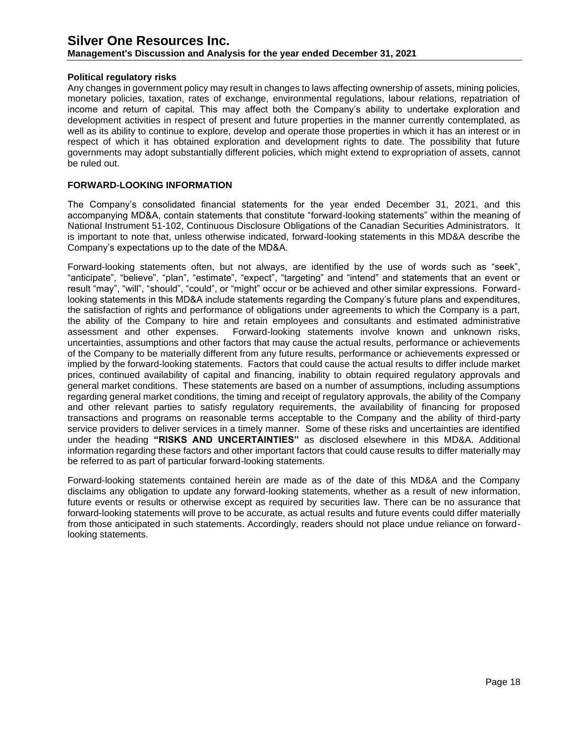### Political regulatory risks

Any changes in government policy may result in changes to laws affecting ownership of assets, mining policies, monetary policies, taxation, rates of exchange, environmental regulations, labour relations, repatriation of income and return of capital. This may affect both the Company's ability to undertake exploration and development activities in respect of present and future properties in the manner currently contemplated, as well as its ability to continue to explore, develop and operate those properties in which it has an interest or in respect of which it has obtained exploration and development rights to date. The possibility that future governments may adopt substantially different policies, which might extend to expropriation of assets, cannot be ruled out.

## FORWARD-LOOKING INFORMATION

The Company's consolidated financial statements for the year ended December 31, 2021, and this accompanying MD&A, contain statements that constitute "forward-looking statements" within the meaning of National Instrument 51-102, Continuous Disclosure Obligations of the Canadian Securities Administrators. It is important to note that, unless otherwise indicated, forward-looking statements in this MD&A describe the Company's expectations up to the date of the MD&A.

Forward-looking statements often, but not always, are identified by the use of words such as "seek", "anticipate", "believe", "plan", "estimate", "expect", "targeting" and "intend" and statements that an event or result "may", "will", "should", "could", or "might" occur or be achieved and other similar expressions. Forward-looking statements in this MD&A include statements regarding the Company's future plans and expenditures, the satisfaction of rights and performance of obligations under agreements to which the Company is a part, the ability of the Company to hire and retain employees and consultants and estimated administrative assessment and other expenses. Forward-looking statements involve known and unknown risks, uncertainties, assumptions and other factors that may cause the actual results, performance or achievements of the Company to be materially different from any future results, performance or achievements expressed or implied by the forward-looking statements. Factors that could cause the actual results to differ include market prices, continued availability of capital and financing, inability to obtain required regulatory approvals and general market conditions. These statements are based on a number of assumptions, including assumptions regarding general market conditions, the timing and receipt of regulatory approvals, the ability of the Company and other relevant parties to satisfy regulatory requirements, the availability of financing for proposed transactions and programs on reasonable terms acceptable to the Company and the ability of third-party service providers to deliver services in a timely manner. Some of these risks and uncertainties are identified under the heading **"RISKS AND UNCERTAINTIES"** as disclosed elsewhere in this MD&A. Additional information regarding these factors and other important factors that could cause results to differ materially may be referred to as part of particular forward-looking statements.

Forward-looking statements contained herein are made as of the date of this MD&A and the Company disclaims any obligation to update any forward-looking statements, whether as a result of new information, future events or results or otherwise except as required by securities law. There can be no assurance that forward-looking statements will prove to be accurate, as actual results and future events could differ materially from those anticipated in such statements. Accordingly, readers should not place undue reliance on forward-looking statements.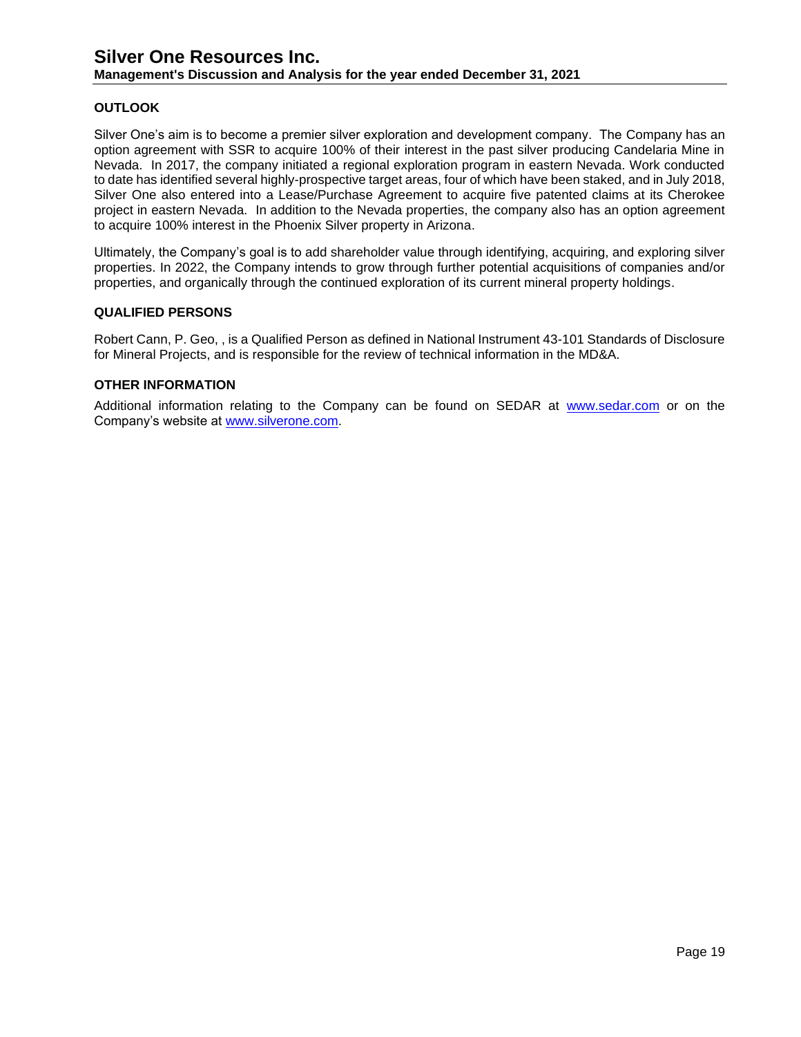## OUTLOOK

Silver One's aim is to become a premier silver exploration and development company. The Company has an option agreement with SSR to acquire 100% of their interest in the past silver producing Candelaria Mine in Nevada. In 2017, the company initiated a regional exploration program in eastern Nevada. Work conducted to date has identified several highly-prospective target areas, four of which have been staked, and in July 2018, Silver One also entered into a Lease/Purchase Agreement to acquire five patented claims at its Cherokee project in eastern Nevada. In addition to the Nevada properties, the company also has an option agreement to acquire 100% interest in the Phoenix Silver property in Arizona.

Ultimately, the Company's goal is to add shareholder value through identifying, acquiring, and exploring silver properties. In 2022, the Company intends to grow through further potential acquisitions of companies and/or properties, and organically through the continued exploration of its current mineral property holdings.

## QUALIFIED PERSONS

Robert Cann, P. Geo, , is a Qualified Person as defined in National Instrument 43-101 Standards of Disclosure for Mineral Projects, and is responsible for the review of technical information in the MD&A.

## OTHER INFORMATION

Additional information relating to the Company can be found on SEDAR at [www.sedar.com](http://www.sedar.com) or on the Company's website at [www.silverone.com](http://www.silverone.com).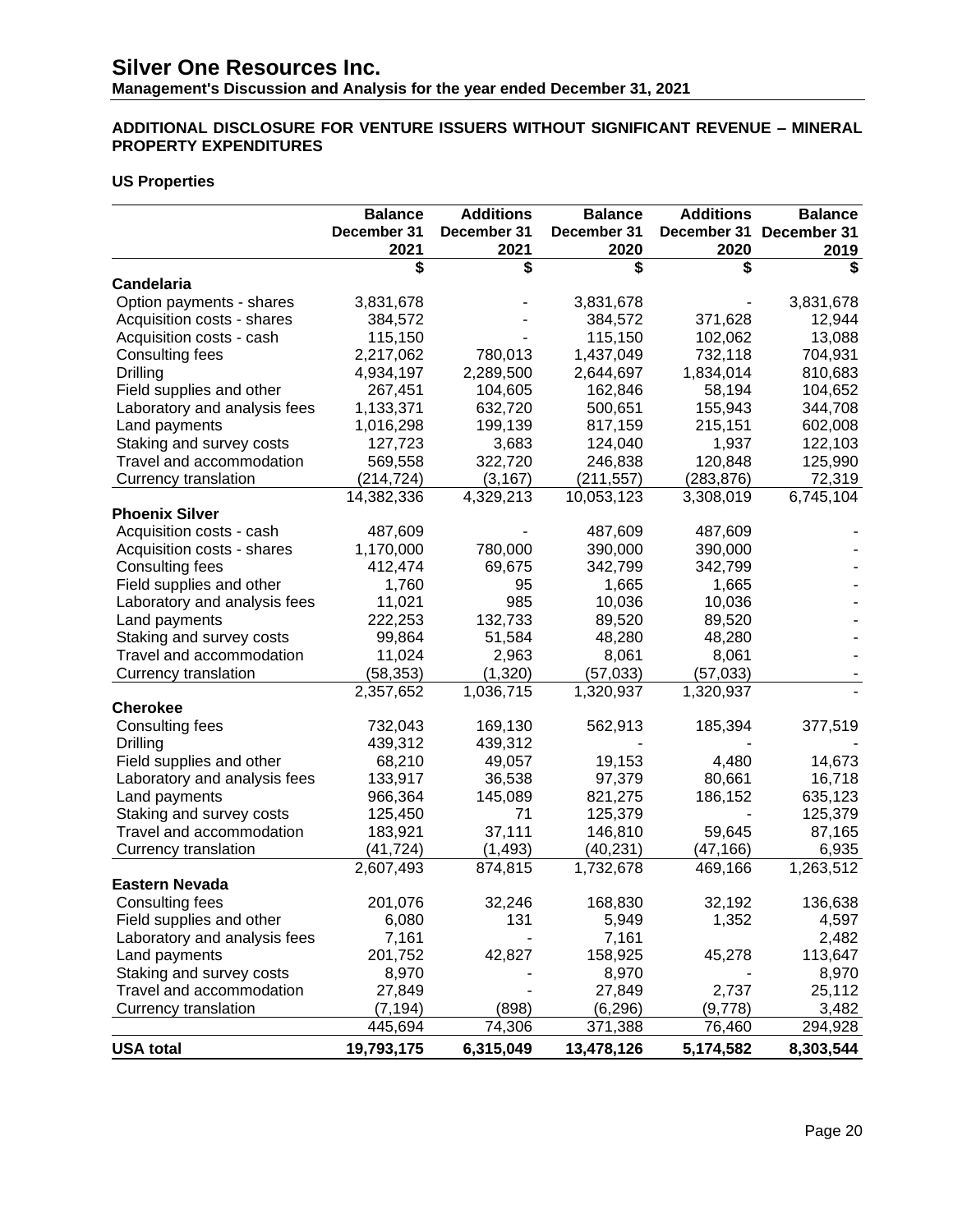## ADDITIONAL DISCLOSURE FOR VENTURE ISSUERS WITHOUT SIGNIFICANT REVENUE – MINERAL PROPERTY EXPENDITURES

### US Properties

| | Balance December 31 2021 | Additions December 31 2021 | Balance December 31 2020 | Additions December 31 2020 | Balance December 31 2019 |
|---|---|---|---|---|---|
| | $ | $ | $ | $ | $ |
| **Candelaria** | | | | | |
| Option payments - shares | 3,831,678 | - | 3,831,678 | - | 3,831,678 |
| Acquisition costs - shares | 384,572 | - | 384,572 | 371,628 | 12,944 |
| Acquisition costs - cash | 115,150 | - | 115,150 | 102,062 | 13,088 |
| Consulting fees | 2,217,062 | 780,013 | 1,437,049 | 732,118 | 704,931 |
| Drilling | 4,934,197 | 2,289,500 | 2,644,697 | 1,834,014 | 810,683 |
| Field supplies and other | 267,451 | 104,605 | 162,846 | 58,194 | 104,652 |
| Laboratory and analysis fees | 1,133,371 | 632,720 | 500,651 | 155,943 | 344,708 |
| Land payments | 1,016,298 | 199,139 | 817,159 | 215,151 | 602,008 |
| Staking and survey costs | 127,723 | 3,683 | 124,040 | 1,937 | 122,103 |
| Travel and accommodation | 569,558 | 322,720 | 246,838 | 120,848 | 125,990 |
| Currency translation | (214,724) | (3,167) | (211,557) | (283,876) | 72,319 |
| | 14,382,336 | 4,329,213 | 10,053,123 | 3,308,019 | 6,745,104 |
| **Phoenix Silver** | | | | | |
| Acquisition costs - cash | 487,609 | - | 487,609 | 487,609 | - |
| Acquisition costs - shares | 1,170,000 | 780,000 | 390,000 | 390,000 | - |
| Consulting fees | 412,474 | 69,675 | 342,799 | 342,799 | - |
| Field supplies and other | 1,760 | 95 | 1,665 | 1,665 | - |
| Laboratory and analysis fees | 11,021 | 985 | 10,036 | 10,036 | - |
| Land payments | 222,253 | 132,733 | 89,520 | 89,520 | - |
| Staking and survey costs | 99,864 | 51,584 | 48,280 | 48,280 | - |
| Travel and accommodation | 11,024 | 2,963 | 8,061 | 8,061 | - |
| Currency translation | (58,353) | (1,320) | (57,033) | (57,033) | - |
| | 2,357,652 | 1,036,715 | 1,320,937 | 1,320,937 | - |
| **Cherokee** | | | | | |
| Consulting fees | 732,043 | 169,130 | 562,913 | 185,394 | 377,519 |
| Drilling | 439,312 | 439,312 | - | - | - |
| Field supplies and other | 68,210 | 49,057 | 19,153 | 4,480 | 14,673 |
| Laboratory and analysis fees | 133,917 | 36,538 | 97,379 | 80,661 | 16,718 |
| Land payments | 966,364 | 145,089 | 821,275 | 186,152 | 635,123 |
| Staking and survey costs | 125,450 | 71 | 125,379 | - | 125,379 |
| Travel and accommodation | 183,921 | 37,111 | 146,810 | 59,645 | 87,165 |
| Currency translation | (41,724) | (1,493) | (40,231) | (47,166) | 6,935 |
| | 2,607,493 | 874,815 | 1,732,678 | 469,166 | 1,263,512 |
| **Eastern Nevada** | | | | | |
| Consulting fees | 201,076 | 32,246 | 168,830 | 32,192 | 136,638 |
| Field supplies and other | 6,080 | 131 | 5,949 | 1,352 | 4,597 |
| Laboratory and analysis fees | 7,161 | - | 7,161 | | 2,482 |
| Land payments | 201,752 | 42,827 | 158,925 | 45,278 | 113,647 |
| Staking and survey costs | 8,970 | - | 8,970 | - | 8,970 |
| Travel and accommodation | 27,849 | - | 27,849 | 2,737 | 25,112 |
| Currency translation | (7,194) | (898) | (6,296) | (9,778) | 3,482 |
| | 445,694 | 74,306 | 371,388 | 76,460 | 294,928 |
| **USA total** | **19,793,175** | **6,315,049** | **13,478,126** | **5,174,582** | **8,303,544** |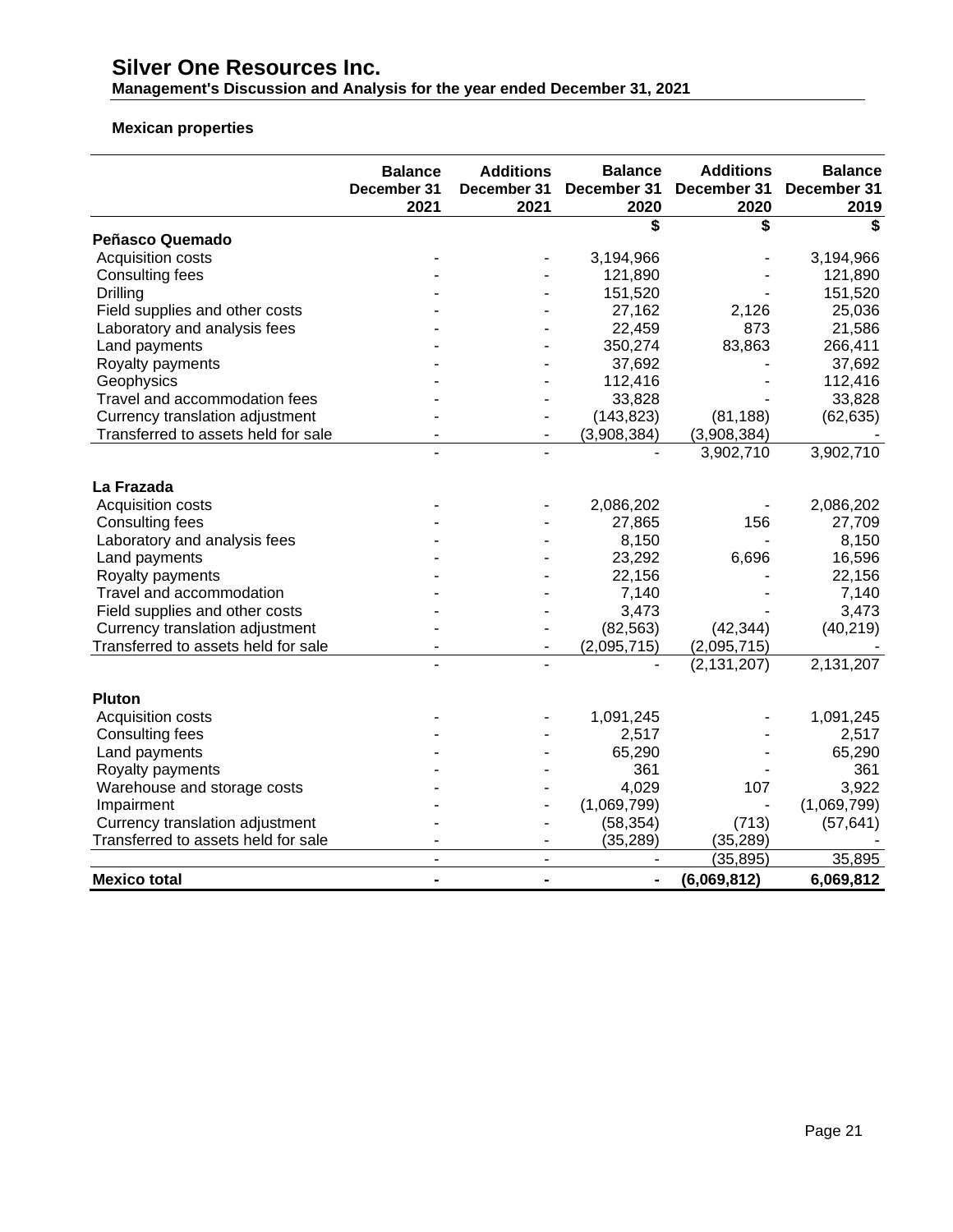### Mexican properties

| | Balance December 31 2021 | Additions December 31 2021 | Balance December 31 2020 | Additions December 31 2020 | Balance December 31 2019 |
|---|---|---|---|---|---|
| | | | $ | $ | $ |
| **Peñasco Quemado** | | | | | |
| Acquisition costs | - | - | 3,194,966 | - | 3,194,966 |
| Consulting fees | - | - | 121,890 | - | 121,890 |
| Drilling | - | - | 151,520 | - | 151,520 |
| Field supplies and other costs | - | - | 27,162 | 2,126 | 25,036 |
| Laboratory and analysis fees | - | - | 22,459 | 873 | 21,586 |
| Land payments | - | - | 350,274 | 83,863 | 266,411 |
| Royalty payments | - | - | 37,692 | - | 37,692 |
| Geophysics | - | - | 112,416 | - | 112,416 |
| Travel and accommodation fees | - | - | 33,828 | - | 33,828 |
| Currency translation adjustment | - | - | (143,823) | (81,188) | (62,635) |
| Transferred to assets held for sale | - | - | (3,908,384) | (3,908,384) | - |
| | - | - | - | 3,902,710 | 3,902,710 |
| **La Frazada** | | | | | |
| Acquisition costs | - | - | 2,086,202 | - | 2,086,202 |
| Consulting fees | - | - | 27,865 | 156 | 27,709 |
| Laboratory and analysis fees | - | - | 8,150 | - | 8,150 |
| Land payments | - | - | 23,292 | 6,696 | 16,596 |
| Royalty payments | - | - | 22,156 | - | 22,156 |
| Travel and accommodation | - | - | 7,140 | - | 7,140 |
| Field supplies and other costs | - | - | 3,473 | - | 3,473 |
| Currency translation adjustment | - | - | (82,563) | (42,344) | (40,219) |
| Transferred to assets held for sale | - | - | (2,095,715) | (2,095,715) | - |
| | - | - | - | (2,131,207) | 2,131,207 |
| **Pluton** | | | | | |
| Acquisition costs | - | - | 1,091,245 | - | 1,091,245 |
| Consulting fees | - | - | 2,517 | - | 2,517 |
| Land payments | - | - | 65,290 | - | 65,290 |
| Royalty payments | - | - | 361 | - | 361 |
| Warehouse and storage costs | - | - | 4,029 | 107 | 3,922 |
| Impairment | - | - | (1,069,799) | - | (1,069,799) |
| Currency translation adjustment | - | - | (58,354) | (713) | (57,641) |
| Transferred to assets held for sale | - | - | (35,289) | (35,289) | - |
| | - | - | - | (35,895) | 35,895 |
| **Mexico total** | **-** | **-** | **-** | **(6,069,812)** | **6,069,812** |